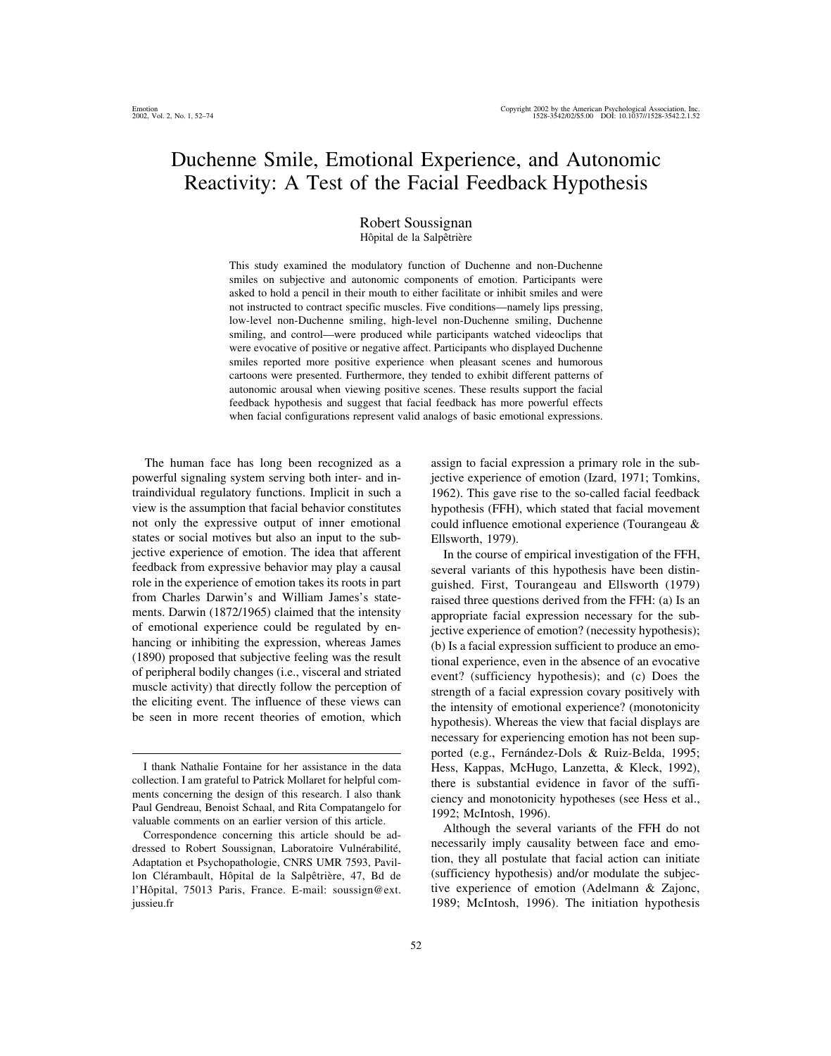# Duchenne Smile, Emotional Experience, and Autonomic Reactivity: A Test of the Facial Feedback Hypothesis

Robert Soussignan
Hôpital de la Salpêtrière

This study examined the modulatory function of Duchenne and non-Duchenne smiles on subjective and autonomic components of emotion. Participants were asked to hold a pencil in their mouth to either facilitate or inhibit smiles and were not instructed to contract specific muscles. Five conditions—namely lips pressing, low-level non-Duchenne smiling, high-level non-Duchenne smiling, Duchenne smiling, and control—were produced while participants watched videoclips that were evocative of positive or negative affect. Participants who displayed Duchenne smiles reported more positive experience when pleasant scenes and humorous cartoons were presented. Furthermore, they tended to exhibit different patterns of autonomic arousal when viewing positive scenes. These results support the facial feedback hypothesis and suggest that facial feedback has more powerful effects when facial configurations represent valid analogs of basic emotional expressions.

The human face has long been recognized as a powerful signaling system serving both inter- and intraindividual regulatory functions. Implicit in such a view is the assumption that facial behavior constitutes not only the expressive output of inner emotional states or social motives but also an input to the subjective experience of emotion. The idea that afferent feedback from expressive behavior may play a causal role in the experience of emotion takes its roots in part from Charles Darwin's and William James's statements. Darwin (1872/1965) claimed that the intensity of emotional experience could be regulated by enhancing or inhibiting the expression, whereas James (1890) proposed that subjective feeling was the result of peripheral bodily changes (i.e., visceral and striated muscle activity) that directly follow the perception of the eliciting event. The influence of these views can be seen in more recent theories of emotion, which assign to facial expression a primary role in the subjective experience of emotion (Izard, 1971; Tomkins, 1962). This gave rise to the so-called facial feedback hypothesis (FFH), which stated that facial movement could influence emotional experience (Tourangeau & Ellsworth, 1979).

In the course of empirical investigation of the FFH, several variants of this hypothesis have been distinguished. First, Tourangeau and Ellsworth (1979) raised three questions derived from the FFH: (a) Is an appropriate facial expression necessary for the subjective experience of emotion? (necessity hypothesis); (b) Is a facial expression sufficient to produce an emotional experience, even in the absence of an evocative event? (sufficiency hypothesis); and (c) Does the strength of a facial expression covary positively with the intensity of emotional experience? (monotonicity hypothesis). Whereas the view that facial displays are necessary for experiencing emotion has not been supported (e.g., Fernández-Dols & Ruiz-Belda, 1995; Hess, Kappas, McHugo, Lanzetta, & Kleck, 1992), there is substantial evidence in favor of the sufficiency and monotonicity hypotheses (see Hess et al., 1992; McIntosh, 1996).

Although the several variants of the FFH do not necessarily imply causality between face and emotion, they all postulate that facial action can initiate (sufficiency hypothesis) and/or modulate the subjective experience of emotion (Adelmann & Zajonc, 1989; McIntosh, 1996). The initiation hypothesis

I thank Nathalie Fontaine for her assistance in the data collection. I am grateful to Patrick Mollaret for helpful comments concerning the design of this research. I also thank Paul Gendreau, Benoist Schaal, and Rita Compatangelo for valuable comments on an earlier version of this article.

Correspondence concerning this article should be addressed to Robert Soussignan, Laboratoire Vulnérabilité, Adaptation et Psychopathologie, CNRS UMR 7593, Pavillon Clérambault, Hôpital de la Salpêtrière, 47, Bd de l'Hôpital, 75013 Paris, France. E-mail: soussign@ext.jussieu.fr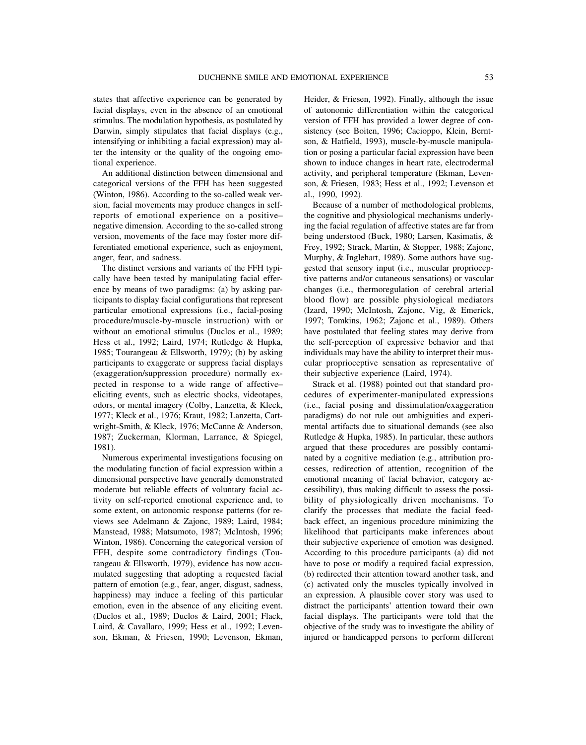states that affective experience can be generated by facial displays, even in the absence of an emotional stimulus. The modulation hypothesis, as postulated by Darwin, simply stipulates that facial displays (e.g., intensifying or inhibiting a facial expression) may alter the intensity or the quality of the ongoing emotional experience.

An additional distinction between dimensional and categorical versions of the FFH has been suggested (Winton, 1986). According to the so-called weak version, facial movements may produce changes in self-reports of emotional experience on a positive–negative dimension. According to the so-called strong version, movements of the face may foster more differentiated emotional experience, such as enjoyment, anger, fear, and sadness.

The distinct versions and variants of the FFH typically have been tested by manipulating facial efference by means of two paradigms: (a) by asking participants to display facial configurations that represent particular emotional expressions (i.e., facial-posing procedure/muscle-by-muscle instruction) with or without an emotional stimulus (Duclos et al., 1989; Hess et al., 1992; Laird, 1974; Rutledge & Hupka, 1985; Tourangeau & Ellsworth, 1979); (b) by asking participants to exaggerate or suppress facial displays (exaggeration/suppression procedure) normally expected in response to a wide range of affective–eliciting events, such as electric shocks, videotapes, odors, or mental imagery (Colby, Lanzetta, & Kleck, 1977; Kleck et al., 1976; Kraut, 1982; Lanzetta, Cartwright-Smith, & Kleck, 1976; McCanne & Anderson, 1987; Zuckerman, Klorman, Larrance, & Spiegel, 1981).

Numerous experimental investigations focusing on the modulating function of facial expression within a dimensional perspective have generally demonstrated moderate but reliable effects of voluntary facial activity on self-reported emotional experience and, to some extent, on autonomic response patterns (for reviews see Adelmann & Zajonc, 1989; Laird, 1984; Manstead, 1988; Matsumoto, 1987; McIntosh, 1996; Winton, 1986). Concerning the categorical version of FFH, despite some contradictory findings (Tourangeau & Ellsworth, 1979), evidence has now accumulated suggesting that adopting a requested facial pattern of emotion (e.g., fear, anger, disgust, sadness, happiness) may induce a feeling of this particular emotion, even in the absence of any eliciting event. (Duclos et al., 1989; Duclos & Laird, 2001; Flack, Laird, & Cavallaro, 1999; Hess et al., 1992; Levenson, Ekman, & Friesen, 1990; Levenson, Ekman, Heider, & Friesen, 1992). Finally, although the issue of autonomic differentiation within the categorical version of FFH has provided a lower degree of consistency (see Boiten, 1996; Cacioppo, Klein, Berntson, & Hatfield, 1993), muscle-by-muscle manipulation or posing a particular facial expression have been shown to induce changes in heart rate, electrodermal activity, and peripheral temperature (Ekman, Levenson, & Friesen, 1983; Hess et al., 1992; Levenson et al., 1990, 1992).

Because of a number of methodological problems, the cognitive and physiological mechanisms underlying the facial regulation of affective states are far from being understood (Buck, 1980; Larsen, Kasimatis, & Frey, 1992; Strack, Martin, & Stepper, 1988; Zajonc, Murphy, & Inglehart, 1989). Some authors have suggested that sensory input (i.e., muscular proprioceptive patterns and/or cutaneous sensations) or vascular changes (i.e., thermoregulation of cerebral arterial blood flow) are possible physiological mediators (Izard, 1990; McIntosh, Zajonc, Vig, & Emerick, 1997; Tomkins, 1962; Zajonc et al., 1989). Others have postulated that feeling states may derive from the self-perception of expressive behavior and that individuals may have the ability to interpret their muscular proprioceptive sensation as representative of their subjective experience (Laird, 1974).

Strack et al. (1988) pointed out that standard procedures of experimenter-manipulated expressions (i.e., facial posing and dissimulation/exaggeration paradigms) do not rule out ambiguities and experimental artifacts due to situational demands (see also Rutledge & Hupka, 1985). In particular, these authors argued that these procedures are possibly contaminated by a cognitive mediation (e.g., attribution processes, redirection of attention, recognition of the emotional meaning of facial behavior, category accessibility), thus making difficult to assess the possibility of physiologically driven mechanisms. To clarify the processes that mediate the facial feedback effect, an ingenious procedure minimizing the likelihood that participants make inferences about their subjective experience of emotion was designed. According to this procedure participants (a) did not have to pose or modify a required facial expression, (b) redirected their attention toward another task, and (c) activated only the muscles typically involved in an expression. A plausible cover story was used to distract the participants' attention toward their own facial displays. The participants were told that the objective of the study was to investigate the ability of injured or handicapped persons to perform different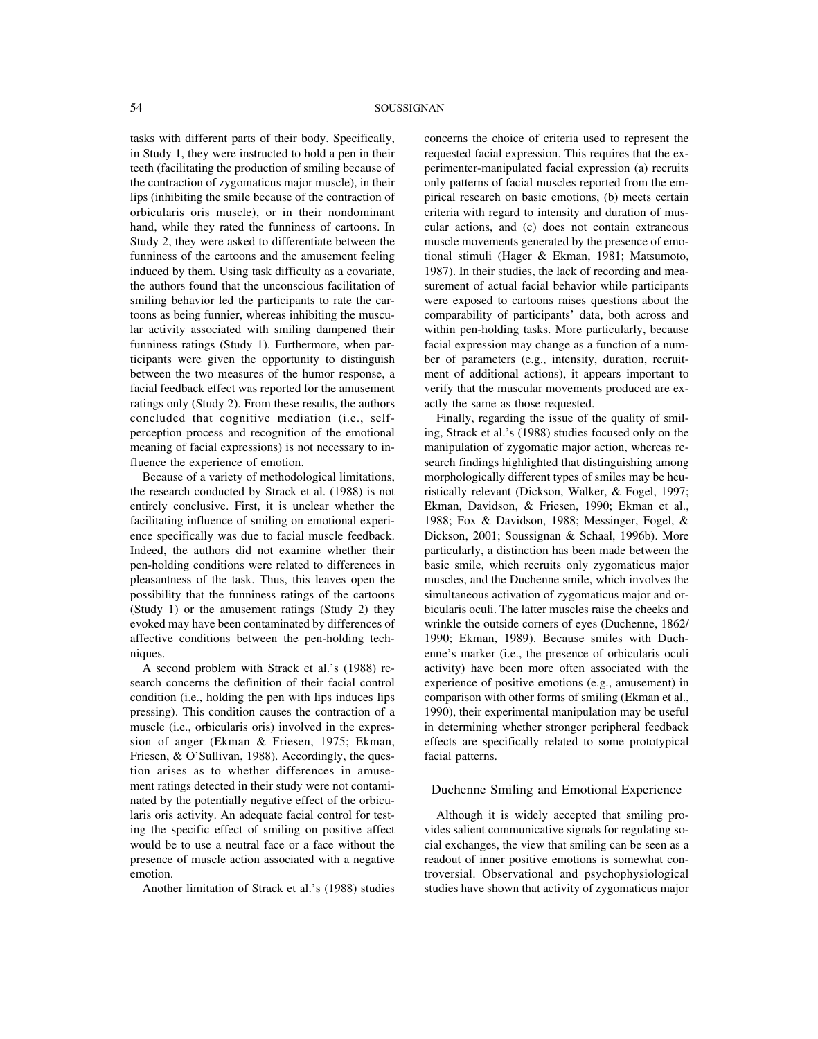tasks with different parts of their body. Specifically, in Study 1, they were instructed to hold a pen in their teeth (facilitating the production of smiling because of the contraction of zygomaticus major muscle), in their lips (inhibiting the smile because of the contraction of orbicularis oris muscle), or in their nondominant hand, while they rated the funniness of cartoons. In Study 2, they were asked to differentiate between the funniness of the cartoons and the amusement feeling induced by them. Using task difficulty as a covariate, the authors found that the unconscious facilitation of smiling behavior led the participants to rate the cartoons as being funnier, whereas inhibiting the muscular activity associated with smiling dampened their funniness ratings (Study 1). Furthermore, when participants were given the opportunity to distinguish between the two measures of the humor response, a facial feedback effect was reported for the amusement ratings only (Study 2). From these results, the authors concluded that cognitive mediation (i.e., self-perception process and recognition of the emotional meaning of facial expressions) is not necessary to influence the experience of emotion.

Because of a variety of methodological limitations, the research conducted by Strack et al. (1988) is not entirely conclusive. First, it is unclear whether the facilitating influence of smiling on emotional experience specifically was due to facial muscle feedback. Indeed, the authors did not examine whether their pen-holding conditions were related to differences in pleasantness of the task. Thus, this leaves open the possibility that the funniness ratings of the cartoons (Study 1) or the amusement ratings (Study 2) they evoked may have been contaminated by differences of affective conditions between the pen-holding techniques.

A second problem with Strack et al.'s (1988) research concerns the definition of their facial control condition (i.e., holding the pen with lips induces lips pressing). This condition causes the contraction of a muscle (i.e., orbicularis oris) involved in the expression of anger (Ekman & Friesen, 1975; Ekman, Friesen, & O'Sullivan, 1988). Accordingly, the question arises as to whether differences in amusement ratings detected in their study were not contaminated by the potentially negative effect of the orbicularis oris activity. An adequate facial control for testing the specific effect of smiling on positive affect would be to use a neutral face or a face without the presence of muscle action associated with a negative emotion.

Another limitation of Strack et al.'s (1988) studies concerns the choice of criteria used to represent the requested facial expression. This requires that the experimenter-manipulated facial expression (a) recruits only patterns of facial muscles reported from the empirical research on basic emotions, (b) meets certain criteria with regard to intensity and duration of muscular actions, and (c) does not contain extraneous muscle movements generated by the presence of emotional stimuli (Hager & Ekman, 1981; Matsumoto, 1987). In their studies, the lack of recording and measurement of actual facial behavior while participants were exposed to cartoons raises questions about the comparability of participants' data, both across and within pen-holding tasks. More particularly, because facial expression may change as a function of a number of parameters (e.g., intensity, duration, recruitment of additional actions), it appears important to verify that the muscular movements produced are exactly the same as those requested.

Finally, regarding the issue of the quality of smiling, Strack et al.'s (1988) studies focused only on the manipulation of zygomatic major action, whereas research findings highlighted that distinguishing among morphologically different types of smiles may be heuristically relevant (Dickson, Walker, & Fogel, 1997; Ekman, Davidson, & Friesen, 1990; Ekman et al., 1988; Fox & Davidson, 1988; Messinger, Fogel, & Dickson, 2001; Soussignan & Schaal, 1996b). More particularly, a distinction has been made between the basic smile, which recruits only zygomaticus major muscles, and the Duchenne smile, which involves the simultaneous activation of zygomaticus major and orbicularis oculi. The latter muscles raise the cheeks and wrinkle the outside corners of eyes (Duchenne, 1862/1990; Ekman, 1989). Because smiles with Duchenne's marker (i.e., the presence of orbicularis oculi activity) have been more often associated with the experience of positive emotions (e.g., amusement) in comparison with other forms of smiling (Ekman et al., 1990), their experimental manipulation may be useful in determining whether stronger peripheral feedback effects are specifically related to some prototypical facial patterns.

## Duchenne Smiling and Emotional Experience

Although it is widely accepted that smiling provides salient communicative signals for regulating social exchanges, the view that smiling can be seen as a readout of inner positive emotions is somewhat controversial. Observational and psychophysiological studies have shown that activity of zygomaticus major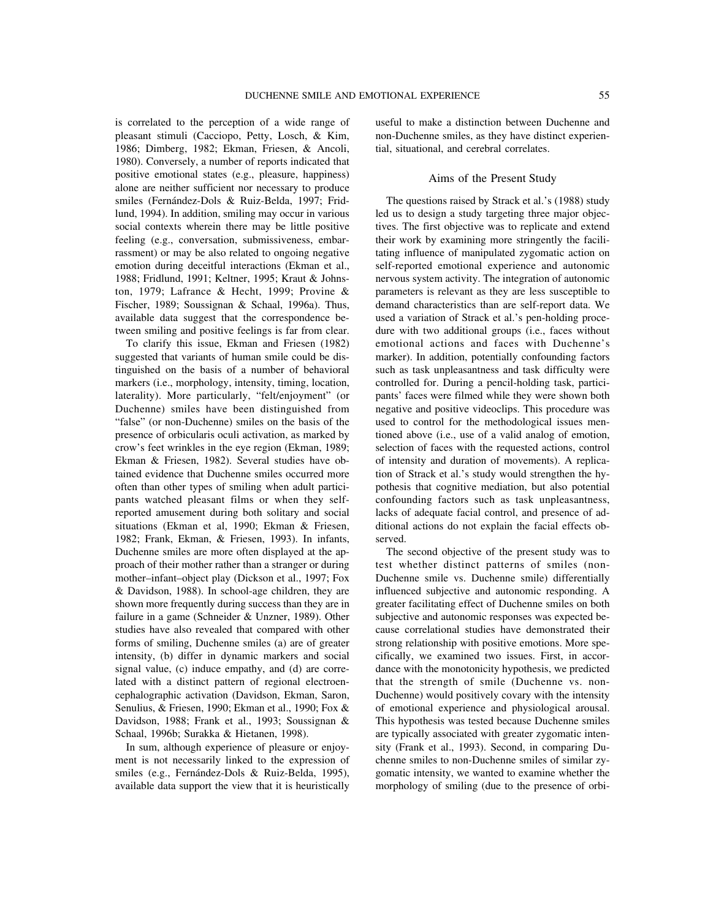is correlated to the perception of a wide range of pleasant stimuli (Cacciopo, Petty, Losch, & Kim, 1986; Dimberg, 1982; Ekman, Friesen, & Ancoli, 1980). Conversely, a number of reports indicated that positive emotional states (e.g., pleasure, happiness) alone are neither sufficient nor necessary to produce smiles (Fernández-Dols & Ruiz-Belda, 1997; Fridlund, 1994). In addition, smiling may occur in various social contexts wherein there may be little positive feeling (e.g., conversation, submissiveness, embarrassment) or may be also related to ongoing negative emotion during deceitful interactions (Ekman et al., 1988; Fridlund, 1991; Keltner, 1995; Kraut & Johnston, 1979; Lafrance & Hecht, 1999; Provine & Fischer, 1989; Soussignan & Schaal, 1996a). Thus, available data suggest that the correspondence between smiling and positive feelings is far from clear.

To clarify this issue, Ekman and Friesen (1982) suggested that variants of human smile could be distinguished on the basis of a number of behavioral markers (i.e., morphology, intensity, timing, location, laterality). More particularly, "felt/enjoyment" (or Duchenne) smiles have been distinguished from "false" (or non-Duchenne) smiles on the basis of the presence of orbicularis oculi activation, as marked by crow's feet wrinkles in the eye region (Ekman, 1989; Ekman & Friesen, 1982). Several studies have obtained evidence that Duchenne smiles occurred more often than other types of smiling when adult participants watched pleasant films or when they self-reported amusement during both solitary and social situations (Ekman et al, 1990; Ekman & Friesen, 1982; Frank, Ekman, & Friesen, 1993). In infants, Duchenne smiles are more often displayed at the approach of their mother rather than a stranger or during mother–infant–object play (Dickson et al., 1997; Fox & Davidson, 1988). In school-age children, they are shown more frequently during success than they are in failure in a game (Schneider & Unzner, 1989). Other studies have also revealed that compared with other forms of smiling, Duchenne smiles (a) are of greater intensity, (b) differ in dynamic markers and social signal value, (c) induce empathy, and (d) are correlated with a distinct pattern of regional electroencephalographic activation (Davidson, Ekman, Saron, Senulius, & Friesen, 1990; Ekman et al., 1990; Fox & Davidson, 1988; Frank et al., 1993; Soussignan & Schaal, 1996b; Surakka & Hietanen, 1998).

In sum, although experience of pleasure or enjoyment is not necessarily linked to the expression of smiles (e.g., Fernández-Dols & Ruiz-Belda, 1995), available data support the view that it is heuristically useful to make a distinction between Duchenne and non-Duchenne smiles, as they have distinct experiential, situational, and cerebral correlates.

## Aims of the Present Study

The questions raised by Strack et al.'s (1988) study led us to design a study targeting three major objectives. The first objective was to replicate and extend their work by examining more stringently the facilitating influence of manipulated zygomatic action on self-reported emotional experience and autonomic nervous system activity. The integration of autonomic parameters is relevant as they are less susceptible to demand characteristics than are self-report data. We used a variation of Strack et al.'s pen-holding procedure with two additional groups (i.e., faces without emotional actions and faces with Duchenne's marker). In addition, potentially confounding factors such as task unpleasantness and task difficulty were controlled for. During a pencil-holding task, participants' faces were filmed while they were shown both negative and positive videoclips. This procedure was used to control for the methodological issues mentioned above (i.e., use of a valid analog of emotion, selection of faces with the requested actions, control of intensity and duration of movements). A replication of Strack et al.'s study would strengthen the hypothesis that cognitive mediation, but also potential confounding factors such as task unpleasantness, lacks of adequate facial control, and presence of additional actions do not explain the facial effects observed.

The second objective of the present study was to test whether distinct patterns of smiles (non-Duchenne smile vs. Duchenne smile) differentially influenced subjective and autonomic responding. A greater facilitating effect of Duchenne smiles on both subjective and autonomic responses was expected because correlational studies have demonstrated their strong relationship with positive emotions. More specifically, we examined two issues. First, in accordance with the monotonicity hypothesis, we predicted that the strength of smile (Duchenne vs. non-Duchenne) would positively covary with the intensity of emotional experience and physiological arousal. This hypothesis was tested because Duchenne smiles are typically associated with greater zygomatic intensity (Frank et al., 1993). Second, in comparing Duchenne smiles to non-Duchenne smiles of similar zygomatic intensity, we wanted to examine whether the morphology of smiling (due to the presence of orbi-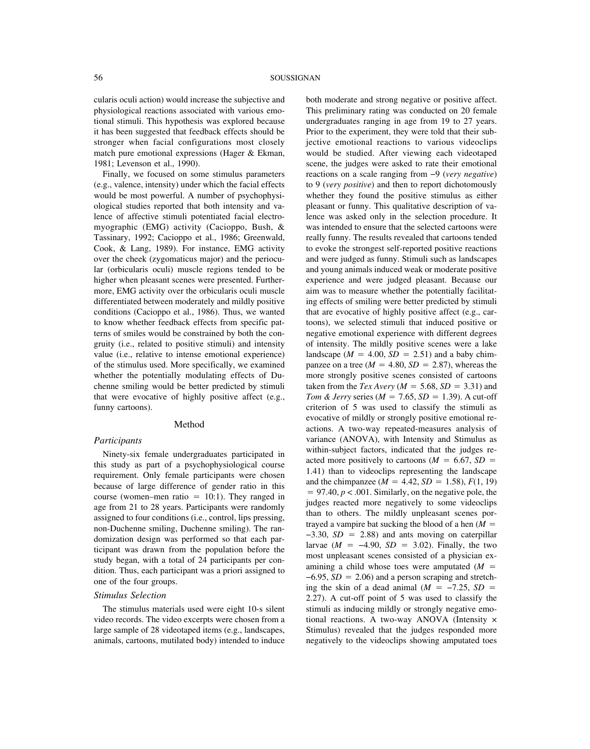cularis oculi action) would increase the subjective and physiological reactions associated with various emotional stimuli. This hypothesis was explored because it has been suggested that feedback effects should be stronger when facial configurations most closely match pure emotional expressions (Hager & Ekman, 1981; Levenson et al., 1990).

Finally, we focused on some stimulus parameters (e.g., valence, intensity) under which the facial effects would be most powerful. A number of psychophysiological studies reported that both intensity and valence of affective stimuli potentiated facial electromyographic (EMG) activity (Cacioppo, Bush, & Tassinary, 1992; Cacioppo et al., 1986; Greenwald, Cook, & Lang, 1989). For instance, EMG activity over the cheek (zygomaticus major) and the periocular (orbicularis oculi) muscle regions tended to be higher when pleasant scenes were presented. Furthermore, EMG activity over the orbicularis oculi muscle differentiated between moderately and mildly positive conditions (Cacioppo et al., 1986). Thus, we wanted to know whether feedback effects from specific patterns of smiles would be constrained by both the congruity (i.e., related to positive stimuli) and intensity value (i.e., relative to intense emotional experience) of the stimulus used. More specifically, we examined whether the potentially modulating effects of Duchenne smiling would be better predicted by stimuli that were evocative of highly positive affect (e.g., funny cartoons).

## Method

### Participants

Ninety-six female undergraduates participated in this study as part of a psychophysiological course requirement. Only female participants were chosen because of large difference of gender ratio in this course (women–men ratio = 10:1). They ranged in age from 21 to 28 years. Participants were randomly assigned to four conditions (i.e., control, lips pressing, non-Duchenne smiling, Duchenne smiling). The randomization design was performed so that each participant was drawn from the population before the study began, with a total of 24 participants per condition. Thus, each participant was a priori assigned to one of the four groups.

### Stimulus Selection

The stimulus materials used were eight 10-s silent video records. The video excerpts were chosen from a large sample of 28 videotaped items (e.g., landscapes, animals, cartoons, mutilated body) intended to induce both moderate and strong negative or positive affect. This preliminary rating was conducted on 20 female undergraduates ranging in age from 19 to 27 years. Prior to the experiment, they were told that their subjective emotional reactions to various videoclips would be studied. After viewing each videotaped scene, the judges were asked to rate their emotional reactions on a scale ranging from −9 (*very negative*) to 9 (*very positive*) and then to report dichotomously whether they found the positive stimulus as either pleasant or funny. This qualitative description of valence was asked only in the selection procedure. It was intended to ensure that the selected cartoons were really funny. The results revealed that cartoons tended to evoke the strongest self-reported positive reactions and were judged as funny. Stimuli such as landscapes and young animals induced weak or moderate positive experience and were judged pleasant. Because our aim was to measure whether the potentially facilitating effects of smiling were better predicted by stimuli that are evocative of highly positive affect (e.g., cartoons), we selected stimuli that induced positive or negative emotional experience with different degrees of intensity. The mildly positive scenes were a lake landscape ($M = 4.00$, $SD = 2.51$) and a baby chimpanzee on a tree ($M = 4.80$, $SD = 2.87$), whereas the more strongly positive scenes consisted of cartoons taken from the *Tex Avery* ($M = 5.68$, $SD = 3.31$) and *Tom & Jerry* series ($M = 7.65$, $SD = 1.39$). A cut-off criterion of 5 was used to classify the stimuli as evocative of mildly or strongly positive emotional reactions. A two-way repeated-measures analysis of variance (ANOVA), with Intensity and Stimulus as within-subject factors, indicated that the judges reacted more positively to cartoons ($M = 6.67$, $SD = 1.41$) than to videoclips representing the landscape and the chimpanzee ($M = 4.42$, $SD = 1.58$), $F(1, 19) = 97.40$, $p < .001$. Similarly, on the negative pole, the judges reacted more negatively to some videoclips than to others. The mildly unpleasant scenes portrayed a vampire bat sucking the blood of a hen ($M = -3.30$, $SD = 2.88$) and ants moving on caterpillar larvae ($M = -4.90$, $SD = 3.02$). Finally, the two most unpleasant scenes consisted of a physician examining a child whose toes were amputated ($M = -6.95$, $SD = 2.06$) and a person scraping and stretching the skin of a dead animal ($M = -7.25$, $SD = 2.27$). A cut-off point of 5 was used to classify the stimuli as inducing mildly or strongly negative emotional reactions. A two-way ANOVA (Intensity × Stimulus) revealed that the judges responded more negatively to the videoclips showing amputated toes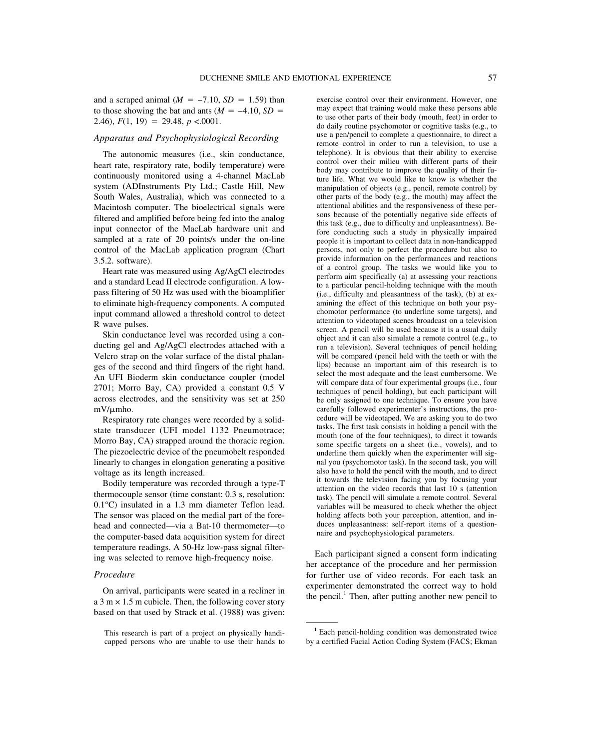and a scraped animal ($M = -7.10$, $SD = 1.59$) than to those showing the bat and ants ($M = -4.10$, $SD = 2.46$), $F(1, 19) = 29.48$, $p < .0001$.

### *Apparatus and Psychophysiological Recording*

The autonomic measures (i.e., skin conductance, heart rate, respiratory rate, bodily temperature) were continuously monitored using a 4-channel MacLab system (ADInstruments Pty Ltd.; Castle Hill, New South Wales, Australia), which was connected to a Macintosh computer. The bioelectrical signals were filtered and amplified before being fed into the analog input connector of the MacLab hardware unit and sampled at a rate of 20 points/s under the on-line control of the MacLab application program (Chart 3.5.2. software).

Heart rate was measured using Ag/AgCl electrodes and a standard Lead II electrode configuration. A low-pass filtering of 50 Hz was used with the bioamplifier to eliminate high-frequency components. A computed input command allowed a threshold control to detect R wave pulses.

Skin conductance level was recorded using a conducting gel and Ag/AgCl electrodes attached with a Velcro strap on the volar surface of the distal phalanges of the second and third fingers of the right hand. An UFI Bioderm skin conductance coupler (model 2701; Morro Bay, CA) provided a constant 0.5 V across electrodes, and the sensitivity was set at 250 mV/μmho.

Respiratory rate changes were recorded by a solid-state transducer (UFI model 1132 Pneumotrace; Morro Bay, CA) strapped around the thoracic region. The piezoelectric device of the pneumobelt responded linearly to changes in elongation generating a positive voltage as its length increased.

Bodily temperature was recorded through a type-T thermocouple sensor (time constant: 0.3 s, resolution: 0.1°C) insulated in a 1.3 mm diameter Teflon lead. The sensor was placed on the medial part of the forehead and connected—via a Bat-10 thermometer—to the computer-based data acquisition system for direct temperature readings. A 50-Hz low-pass signal filtering was selected to remove high-frequency noise.

### *Procedure*

On arrival, participants were seated in a recliner in a 3 m × 1.5 m cubicle. Then, the following cover story based on that used by Strack et al. (1988) was given:

> This research is part of a project on physically handicapped persons who are unable to use their hands to exercise control over their environment. However, one may expect that training would make these persons able to use other parts of their body (mouth, feet) in order to do daily routine psychomotor or cognitive tasks (e.g., to use a pen/pencil to complete a questionnaire, to direct a remote control in order to run a television, to use a telephone). It is obvious that their ability to exercise control over their milieu with different parts of their body may contribute to improve the quality of their future life. What we would like to know is whether the manipulation of objects (e.g., pencil, remote control) by other parts of the body (e.g., the mouth) may affect the attentional abilities and the responsiveness of these persons because of the potentially negative side effects of this task (e.g., due to difficulty and unpleasantness). Before conducting such a study in physically impaired people it is important to collect data in non-handicapped persons, not only to perfect the procedure but also to provide information on the performances and reactions of a control group. The tasks we would like you to perform aim specifically (a) at assessing your reactions to a particular pencil-holding technique with the mouth (i.e., difficulty and pleasantness of the task), (b) at examining the effect of this technique on both your psychomotor performance (to underline some targets), and attention to videotaped scenes broadcast on a television screen. A pencil will be used because it is a usual daily object and it can also simulate a remote control (e.g., to run a television). Several techniques of pencil holding will be compared (pencil held with the teeth or with the lips) because an important aim of this research is to select the most adequate and the least cumbersome. We will compare data of four experimental groups (i.e., four techniques of pencil holding), but each participant will be only assigned to one technique. To ensure you have carefully followed experimenter's instructions, the procedure will be videotaped. We are asking you to do two tasks. The first task consists in holding a pencil with the mouth (one of the four techniques), to direct it towards some specific targets on a sheet (i.e., vowels), and to underline them quickly when the experimenter will signal you (psychomotor task). In the second task, you will also have to hold the pencil with the mouth, and to direct it towards the television facing you by focusing your attention on the video records that last 10 s (attention task). The pencil will simulate a remote control. Several variables will be measured to check whether the object holding affects both your perception, attention, and induces unpleasantness: self-report items of a questionnaire and psychophysiological parameters.

Each participant signed a consent form indicating her acceptance of the procedure and her permission for further use of video records. For each task an experimenter demonstrated the correct way to hold the pencil.[1] Then, after putting another new pencil to

---

[1] Each pencil-holding condition was demonstrated twice by a certified Facial Action Coding System (FACS; Ekman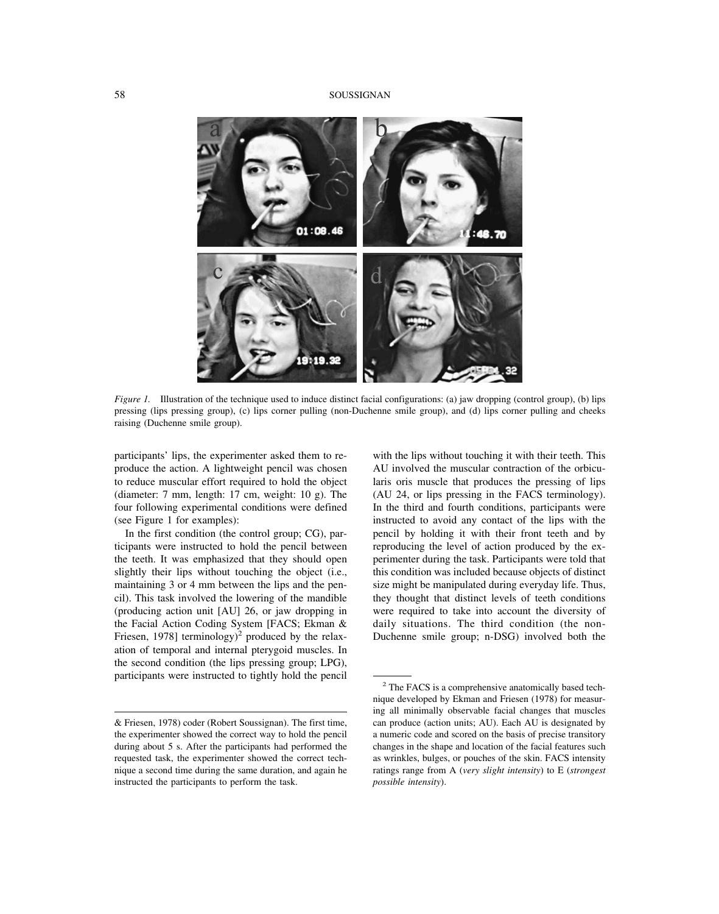*Figure 1.* Illustration of the technique used to induce distinct facial configurations: (a) jaw dropping (control group), (b) lips pressing (lips pressing group), (c) lips corner pulling (non-Duchenne smile group), and (d) lips corner pulling and cheeks raising (Duchenne smile group).

participants' lips, the experimenter asked them to reproduce the action. A lightweight pencil was chosen to reduce muscular effort required to hold the object (diameter: 7 mm, length: 17 cm, weight: 10 g). The four following experimental conditions were defined (see Figure 1 for examples):

In the first condition (the control group; CG), participants were instructed to hold the pencil between the teeth. It was emphasized that they should open slightly their lips without touching the object (i.e., maintaining 3 or 4 mm between the lips and the pencil). This task involved the lowering of the mandible (producing action unit [AU] 26, or jaw dropping in the Facial Action Coding System [FACS; Ekman & Friesen, 1978] terminology)[2] produced by the relaxation of temporal and internal pterygoid muscles. In the second condition (the lips pressing group; LPG), participants were instructed to tightly hold the pencil with the lips without touching it with their teeth. This AU involved the muscular contraction of the orbicularis oris muscle that produces the pressing of lips (AU 24, or lips pressing in the FACS terminology). In the third and fourth conditions, participants were instructed to avoid any contact of the lips with the pencil by holding it with their front teeth and by reproducing the level of action produced by the experimenter during the task. Participants were told that this condition was included because objects of distinct size might be manipulated during everyday life. Thus, they thought that distinct levels of teeth conditions were required to take into account the diversity of daily situations. The third condition (the non-Duchenne smile group; n-DSG) involved both the

& Friesen, 1978) coder (Robert Soussignan). The first time, the experimenter showed the correct way to hold the pencil during about 5 s. After the participants had performed the requested task, the experimenter showed the correct technique a second time during the same duration, and again he instructed the participants to perform the task.

[2] The FACS is a comprehensive anatomically based technique developed by Ekman and Friesen (1978) for measuring all minimally observable facial changes that muscles can produce (action units; AU). Each AU is designated by a numeric code and scored on the basis of precise transitory changes in the shape and location of the facial features such as wrinkles, bulges, or pouches of the skin. FACS intensity ratings range from A (*very slight intensity*) to E (*strongest possible intensity*).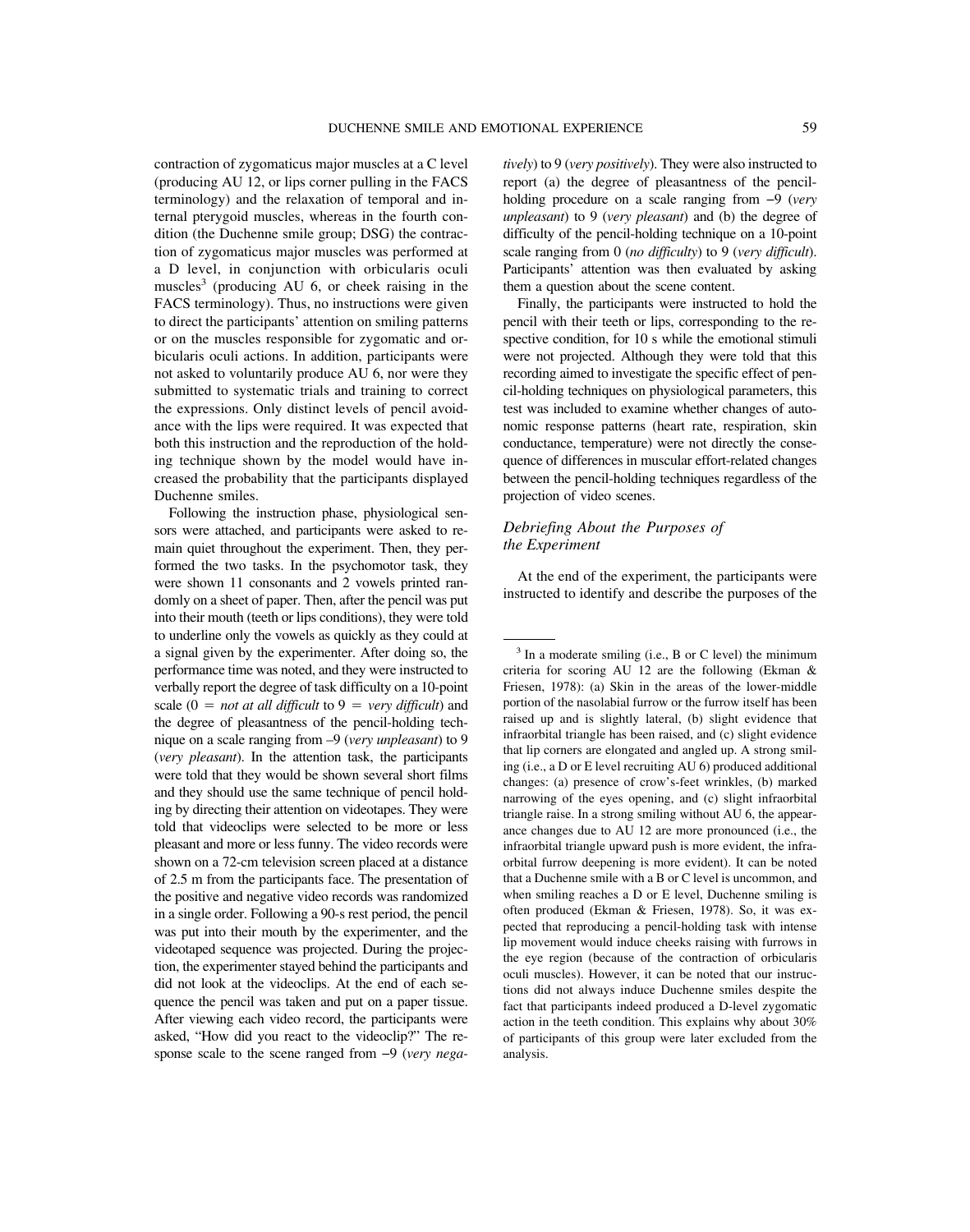contraction of zygomaticus major muscles at a C level (producing AU 12, or lips corner pulling in the FACS terminology) and the relaxation of temporal and internal pterygoid muscles, whereas in the fourth condition (the Duchenne smile group; DSG) the contraction of zygomaticus major muscles was performed at a D level, in conjunction with orbicularis oculi muscles[3] (producing AU 6, or cheek raising in the FACS terminology). Thus, no instructions were given to direct the participants' attention on smiling patterns or on the muscles responsible for zygomatic and orbicularis oculi actions. In addition, participants were not asked to voluntarily produce AU 6, nor were they submitted to systematic trials and training to correct the expressions. Only distinct levels of pencil avoidance with the lips were required. It was expected that both this instruction and the reproduction of the holding technique shown by the model would have increased the probability that the participants displayed Duchenne smiles.

Following the instruction phase, physiological sensors were attached, and participants were asked to remain quiet throughout the experiment. Then, they performed the two tasks. In the psychomotor task, they were shown 11 consonants and 2 vowels printed randomly on a sheet of paper. Then, after the pencil was put into their mouth (teeth or lips conditions), they were told to underline only the vowels as quickly as they could at a signal given by the experimenter. After doing so, the performance time was noted, and they were instructed to verbally report the degree of task difficulty on a 10-point scale (0 = *not at all difficult* to 9 = *very difficult*) and the degree of pleasantness of the pencil-holding technique on a scale ranging from –9 (*very unpleasant*) to 9 (*very pleasant*). In the attention task, the participants were told that they would be shown several short films and they should use the same technique of pencil holding by directing their attention on videotapes. They were told that videoclips were selected to be more or less pleasant and more or less funny. The video records were shown on a 72-cm television screen placed at a distance of 2.5 m from the participants face. The presentation of the positive and negative video records was randomized in a single order. Following a 90-s rest period, the pencil was put into their mouth by the experimenter, and the videotaped sequence was projected. During the projection, the experimenter stayed behind the participants and did not look at the videoclips. At the end of each sequence the pencil was taken and put on a paper tissue. After viewing each video record, the participants were asked, "How did you react to the videoclip?" The response scale to the scene ranged from −9 (*very negatively*) to 9 (*very positively*). They were also instructed to report (a) the degree of pleasantness of the pencil-holding procedure on a scale ranging from −9 (*very unpleasant*) to 9 (*very pleasant*) and (b) the degree of difficulty of the pencil-holding technique on a 10-point scale ranging from 0 (*no difficulty*) to 9 (*very difficult*). Participants' attention was then evaluated by asking them a question about the scene content.

Finally, the participants were instructed to hold the pencil with their teeth or lips, corresponding to the respective condition, for 10 s while the emotional stimuli were not projected. Although they were told that this recording aimed to investigate the specific effect of pencil-holding techniques on physiological parameters, this test was included to examine whether changes of autonomic response patterns (heart rate, respiration, skin conductance, temperature) were not directly the consequence of differences in muscular effort-related changes between the pencil-holding techniques regardless of the projection of video scenes.

### Debriefing About the Purposes of the Experiment

At the end of the experiment, the participants were instructed to identify and describe the purposes of the

---

[3] In a moderate smiling (i.e., B or C level) the minimum criteria for scoring AU 12 are the following (Ekman & Friesen, 1978): (a) Skin in the areas of the lower-middle portion of the nasolabial furrow or the furrow itself has been raised up and is slightly lateral, (b) slight evidence that infraorbital triangle has been raised, and (c) slight evidence that lip corners are elongated and angled up. A strong smiling (i.e., a D or E level recruiting AU 6) produced additional changes: (a) presence of crow's-feet wrinkles, (b) marked narrowing of the eyes opening, and (c) slight infraorbital triangle raise. In a strong smiling without AU 6, the appearance changes due to AU 12 are more pronounced (i.e., the infraorbital triangle upward push is more evident, the infraorbital furrow deepening is more evident). It can be noted that a Duchenne smile with a B or C level is uncommon, and when smiling reaches a D or E level, Duchenne smiling is often produced (Ekman & Friesen, 1978). So, it was expected that reproducing a pencil-holding task with intense lip movement would induce cheeks raising with furrows in the eye region (because of the contraction of orbicularis oculi muscles). However, it can be noted that our instructions did not always induce Duchenne smiles despite the fact that participants indeed produced a D-level zygomatic action in the teeth condition. This explains why about 30% of participants of this group were later excluded from the analysis.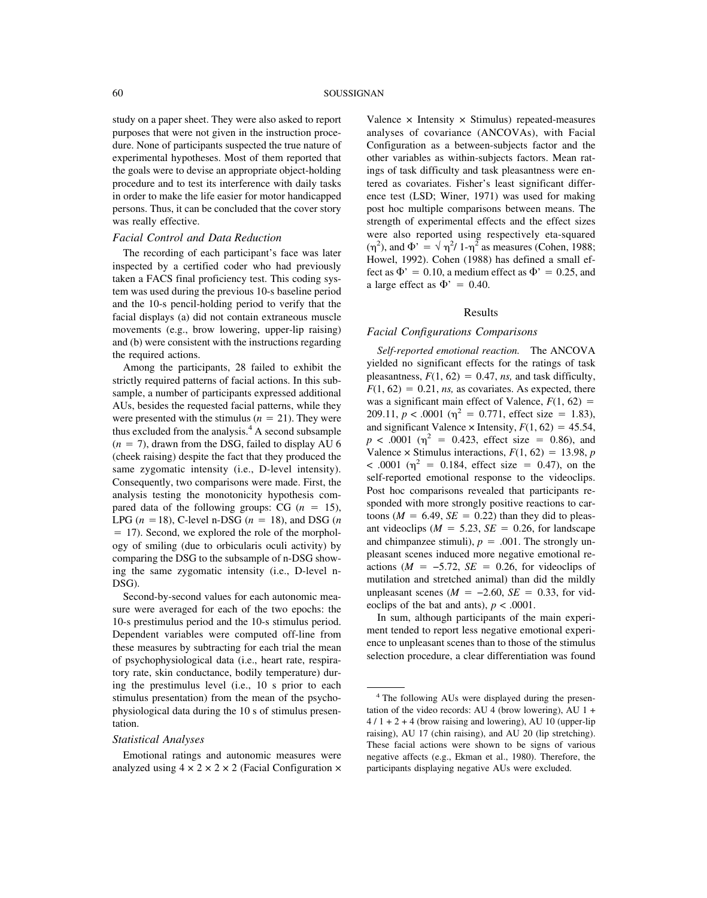study on a paper sheet. They were also asked to report purposes that were not given in the instruction procedure. None of participants suspected the true nature of experimental hypotheses. Most of them reported that the goals were to devise an appropriate object-holding procedure and to test its interference with daily tasks in order to make the life easier for motor handicapped persons. Thus, it can be concluded that the cover story was really effective.

### *Facial Control and Data Reduction*

The recording of each participant's face was later inspected by a certified coder who had previously taken a FACS final proficiency test. This coding system was used during the previous 10-s baseline period and the 10-s pencil-holding period to verify that the facial displays (a) did not contain extraneous muscle movements (e.g., brow lowering, upper-lip raising) and (b) were consistent with the instructions regarding the required actions.

Among the participants, 28 failed to exhibit the strictly required patterns of facial actions. In this subsample, a number of participants expressed additional AUs, besides the requested facial patterns, while they were presented with the stimulus ($n = 21$). They were thus excluded from the analysis.[4] A second subsample ($n = 7$), drawn from the DSG, failed to display AU 6 (cheek raising) despite the fact that they produced the same zygomatic intensity (i.e., D-level intensity). Consequently, two comparisons were made. First, the analysis testing the monotonicity hypothesis compared data of the following groups: CG ($n = 15$), LPG ($n = 18$), C-level n-DSG ($n = 18$), and DSG ($n = 17$). Second, we explored the role of the morphology of smiling (due to orbicularis oculi activity) by comparing the DSG to the subsample of n-DSG showing the same zygomatic intensity (i.e., D-level n-DSG).

Second-by-second values for each autonomic measure were averaged for each of the two epochs: the 10-s prestimulus period and the 10-s stimulus period. Dependent variables were computed off-line from these measures by subtracting for each trial the mean of psychophysiological data (i.e., heart rate, respiratory rate, skin conductance, bodily temperature) during the prestimulus level (i.e., 10 s prior to each stimulus presentation) from the mean of the psychophysiological data during the 10 s of stimulus presentation.

### *Statistical Analyses*

Emotional ratings and autonomic measures were analyzed using $4 \times 2 \times 2 \times 2$ (Facial Configuration $\times$ Valence $\times$ Intensity $\times$ Stimulus) repeated-measures analyses of covariance (ANCOVAs), with Facial Configuration as a between-subjects factor and the other variables as within-subjects factors. Mean ratings of task difficulty and task pleasantness were entered as covariates. Fisher's least significant difference test (LSD; Winer, 1971) was used for making post hoc multiple comparisons between means. The strength of experimental effects and the effect sizes were also reported using respectively eta-squared ($\eta^2$), and $\Phi' = \sqrt{\eta^2 / 1\text{-}\eta^2}$ as measures (Cohen, 1988; Howel, 1992). Cohen (1988) has defined a small effect as $\Phi' = 0.10$, a medium effect as $\Phi' = 0.25$, and a large effect as $\Phi' = 0.40$.

## Results

### *Facial Configurations Comparisons*

*Self-reported emotional reaction.* The ANCOVA yielded no significant effects for the ratings of task pleasantness, $F(1, 62) = 0.47$, *ns,* and task difficulty, $F(1, 62) = 0.21$, *ns,* as covariates. As expected, there was a significant main effect of Valence, $F(1, 62) = 209.11$, $p < .0001$ ($\eta^2 = 0.771$, effect size = 1.83), and significant Valence $\times$ Intensity, $F(1, 62) = 45.54$, $p < .0001$ ($\eta^2 = 0.423$, effect size = 0.86), and Valence $\times$ Stimulus interactions, $F(1, 62) = 13.98$, $p < .0001$ ($\eta^2 = 0.184$, effect size = 0.47), on the self-reported emotional response to the videoclips. Post hoc comparisons revealed that participants responded with more strongly positive reactions to cartoons ($M = 6.49$, $SE = 0.22$) than they did to pleasant videoclips ($M = 5.23$, $SE = 0.26$, for landscape and chimpanzee stimuli), $p = .001$. The strongly unpleasant scenes induced more negative emotional reactions ($M = -5.72$, $SE = 0.26$, for videoclips of mutilation and stretched animal) than did the mildly unpleasant scenes ($M = -2.60$, $SE = 0.33$, for videoclips of the bat and ants), $p < .0001$.

In sum, although participants of the main experiment tended to report less negative emotional experience to unpleasant scenes than to those of the stimulus selection procedure, a clear differentiation was found

[4] The following AUs were displayed during the presentation of the video records: AU 4 (brow lowering), AU 1 + 4 / 1 + 2 + 4 (brow raising and lowering), AU 10 (upper-lip raising), AU 17 (chin raising), and AU 20 (lip stretching). These facial actions were shown to be signs of various negative affects (e.g., Ekman et al., 1980). Therefore, the participants displaying negative AUs were excluded.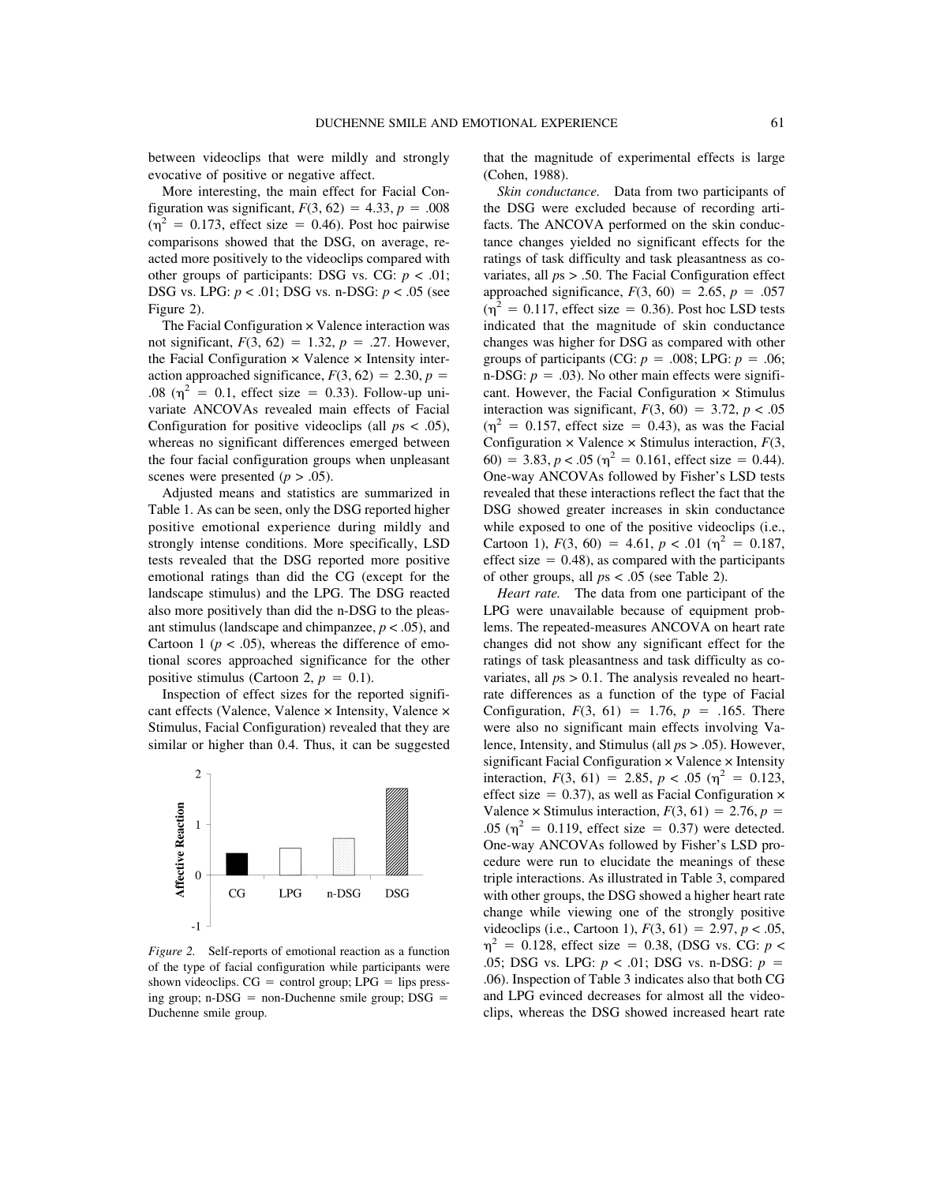between videoclips that were mildly and strongly evocative of positive or negative affect.

More interesting, the main effect for Facial Configuration was significant, $F(3, 62) = 4.33$, $p = .008$ ($\eta^2 = 0.173$, effect size $= 0.46$). Post hoc pairwise comparisons showed that the DSG, on average, reacted more positively to the videoclips compared with other groups of participants: DSG vs. CG: $p < .01$; DSG vs. LPG: $p < .01$; DSG vs. n-DSG: $p < .05$ (see Figure 2).

The Facial Configuration × Valence interaction was not significant, $F(3, 62) = 1.32$, $p = .27$. However, the Facial Configuration × Valence × Intensity interaction approached significance, $F(3, 62) = 2.30$, $p = .08$ ($\eta^2 = 0.1$, effect size $= 0.33$). Follow-up univariate ANCOVAs revealed main effects of Facial Configuration for positive videoclips (all $p$s $< .05$), whereas no significant differences emerged between the four facial configuration groups when unpleasant scenes were presented ($p > .05$).

Adjusted means and statistics are summarized in Table 1. As can be seen, only the DSG reported higher positive emotional experience during mildly and strongly intense conditions. More specifically, LSD tests revealed that the DSG reported more positive emotional ratings than did the CG (except for the landscape stimulus) and the LPG. The DSG reacted also more positively than did the n-DSG to the pleasant stimulus (landscape and chimpanzee, $p < .05$), and Cartoon 1 ($p < .05$), whereas the difference of emotional scores approached significance for the other positive stimulus (Cartoon 2, $p = 0.1$).

Inspection of effect sizes for the reported significant effects (Valence, Valence × Intensity, Valence × Stimulus, Facial Configuration) revealed that they are similar or higher than 0.4. Thus, it can be suggested that the magnitude of experimental effects is large (Cohen, 1988).

*Figure 2.* Self-reports of emotional reaction as a function of the type of facial configuration while participants were shown videoclips. CG = control group; LPG = lips pressing group; n-DSG = non-Duchenne smile group; DSG = Duchenne smile group.

*Skin conductance.* Data from two participants of the DSG were excluded because of recording artifacts. The ANCOVA performed on the skin conductance changes yielded no significant effects for the ratings of task difficulty and task pleasantness as covariates, all $p$s $> .50$. The Facial Configuration effect approached significance, $F(3, 60) = 2.65$, $p = .057$ ($\eta^2 = 0.117$, effect size $= 0.36$). Post hoc LSD tests indicated that the magnitude of skin conductance changes was higher for DSG as compared with other groups of participants (CG: $p = .008$; LPG: $p = .06$; n-DSG: $p = .03$). No other main effects were significant. However, the Facial Configuration × Stimulus interaction was significant, $F(3, 60) = 3.72$, $p < .05$ ($\eta^2 = 0.157$, effect size $= 0.43$), as was the Facial Configuration × Valence × Stimulus interaction, $F(3, 60) = 3.83$, $p < .05$ ($\eta^2 = 0.161$, effect size $= 0.44$). One-way ANCOVAs followed by Fisher's LSD tests revealed that these interactions reflect the fact that the DSG showed greater increases in skin conductance while exposed to one of the positive videoclips (i.e., Cartoon 1), $F(3, 60) = 4.61$, $p < .01$ ($\eta^2 = 0.187$, effect size $= 0.48$), as compared with the participants of other groups, all $p$s $< .05$ (see Table 2).

*Heart rate.* The data from one participant of the LPG were unavailable because of equipment problems. The repeated-measures ANCOVA on heart rate changes did not show any significant effect for the ratings of task pleasantness and task difficulty as covariates, all $p$s $> 0.1$. The analysis revealed no heart-rate differences as a function of the type of Facial Configuration, $F(3, 61) = 1.76$, $p = .165$. There were also no significant main effects involving Valence, Intensity, and Stimulus (all $p$s $> .05$). However, significant Facial Configuration × Valence × Intensity interaction, $F(3, 61) = 2.85$, $p < .05$ ($\eta^2 = 0.123$, effect size $= 0.37$), as well as Facial Configuration × Valence × Stimulus interaction, $F(3, 61) = 2.76$, $p = .05$ ($\eta^2 = 0.119$, effect size $= 0.37$) were detected. One-way ANCOVAs followed by Fisher's LSD procedure were run to elucidate the meanings of these triple interactions. As illustrated in Table 3, compared with other groups, the DSG showed a higher heart rate change while viewing one of the strongly positive videoclips (i.e., Cartoon 1), $F(3, 61) = 2.97$, $p < .05$, $\eta^2 = 0.128$, effect size $= 0.38$, (DSG vs. CG: $p < .05$; DSG vs. LPG: $p < .01$; DSG vs. n-DSG: $p = .06$). Inspection of Table 3 indicates also that both CG and LPG evinced decreases for almost all the videoclips, whereas the DSG showed increased heart rate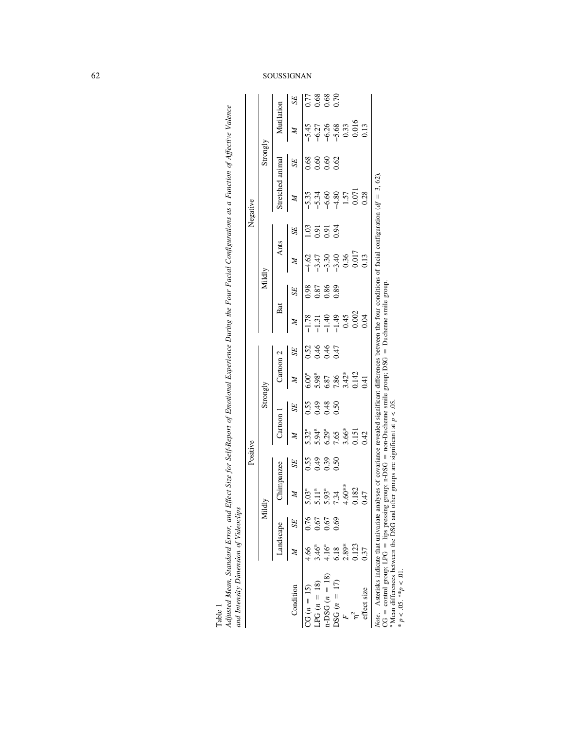Table 1

*Adjusted Mean, Standard Error, and Effect Size for Self-Report of Emotional Experience During the Four Facial Configurations as a Function of Affective Valence and Intensity Dimension of Videoclips*

| | Positive | | | | | | | | Negative | | | | | | | |
|---|---|---|---|---|---|---|---|---|---|---|---|---|---|---|---|---|
| | Mildly | | | | Strongly | | | | Mildly | | | | Strongly | | | |
| | Landscape | | Chimpanzee | | Cartoon 1 | | Cartoon 2 | | Bat | | Ants | | Stretched animal | | Mutilation | |
| Condition | *M* | *SE* | *M* | *SE* | *M* | *SE* | *M* | *SE* | *M* | *SE* | *M* | *SE* | *M* | *SE* | *M* | *SE* |
| CG ($n = 15$) | 4.66 | 0.76 | 5.03[a] | 0.55 | 5.32[a] | 0.55 | 6.00[a] | 0.52 | −1.78 | 0.98 | −4.62 | 1.03 | −5.35 | 0.68 | −5.45 | 0.77 |
| LPG ($n = 18$) | 3.46[a] | 0.67 | 5.11[a] | 0.49 | 5.94[a] | 0.49 | 5.98[a] | 0.46 | −1.31 | 0.87 | −3.47 | 0.91 | −5.34 | 0.60 | −6.27 | 0.68 |
| n-DSG ($n = 18$) | 4.16[a] | 0.67 | 5.93[a] | 0.39 | 6.29[a] | 0.48 | 6.87 | 0.46 | −1.40 | 0.86 | −3.30 | 0.91 | −6.60 | 0.60 | −6.26 | 0.68 |
| DSG ($n = 17$) | 6.18 | 0.69 | 7.34 | 0.50 | 7.65 | 0.50 | 7.86 | 0.47 | −1.49 | 0.89 | −3.40 | 0.94 | −4.80 | 0.62 | −5.68 | 0.70 |
| *F* | 2.89* | | 4.60** | | 3.66* | | 3.42* | | 0.45 | | 0.36 | | 1.57 | | 0.33 | |
| $\eta^2$ | 0.123 | | 0.182 | | 0.151 | | 0.142 | | 0.002 | | 0.017 | | 0.071 | | 0.016 | |
| effect size | 0.37 | | 0.47 | | 0.42 | | 0.41 | | 0.04 | | 0.13 | | 0.28 | | 0.13 | |

*Note.* Asterisks indicate that univariate analyses of covariance revealed significant differences between the four conditions of facial configuration ($df = 3, 62$).
CG = control group; LPG = lips pressing group; n-DSG = non-Duchenne smile group; DSG = Duchenne smile group.
[a] Mean differences between the DSG and other groups are significant at $p < .05$.
* $p < .05$. ** $p < .01$.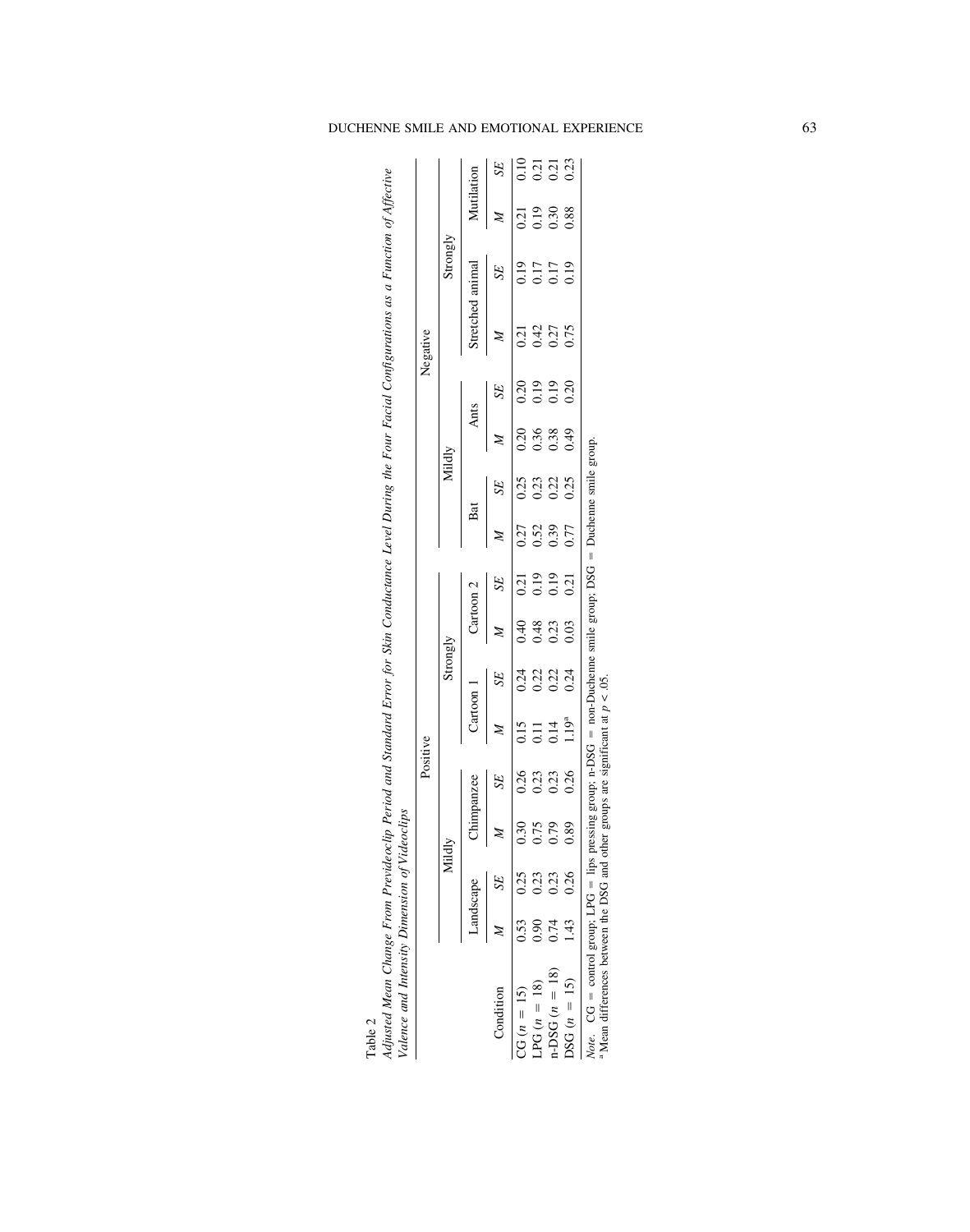Table 2

*Adjusted Mean Change From Previdеoclip Period and Standard Error for Skin Conductance Level During the Four Facial Configurations as a Function of Affective Valence and Intensity Dimension of Videoclips*

| Condition | Positive | | | | | | | | Negative | | | | | | | |
|---|---|---|---|---|---|---|---|---|---|---|---|---|---|---|---|---|
| | Mildly | | | | Strongly | | | | Mildly | | | | Strongly | | | |
| | Landscape | | Chimpanzee | | Cartoon 1 | | Cartoon 2 | | Bat | | Ants | | Stretched animal | | Mutilation | |
| | *M* | *SE* | *M* | *SE* | *M* | *SE* | *M* | *SE* | *M* | *SE* | *M* | *SE* | *M* | *SE* | *M* | *SE* |
| CG ($n$ = 15) | 0.53 | 0.25 | 0.30 | 0.26 | 0.15 | 0.24 | 0.40 | 0.21 | 0.27 | 0.25 | 0.20 | 0.20 | 0.21 | 0.19 | 0.21 | 0.10 |
| LPG ($n$ = 18) | 0.90 | 0.23 | 0.75 | 0.23 | 0.11 | 0.22 | 0.48 | 0.19 | 0.52 | 0.23 | 0.36 | 0.19 | 0.42 | 0.17 | 0.19 | 0.21 |
| n-DSG ($n$ = 18) | 0.74 | 0.23 | 0.79 | 0.23 | 0.14 | 0.22 | 0.23 | 0.19 | 0.39 | 0.22 | 0.38 | 0.19 | 0.27 | 0.17 | 0.30 | 0.21 |
| DSG ($n$ = 15) | 1.43 | 0.26 | 0.89 | 0.26 | 1.19[a] | 0.24 | 0.03 | 0.21 | 0.77 | 0.25 | 0.49 | 0.20 | 0.75 | 0.19 | 0.88 | 0.23 |

*Note.* CG = control group; LPG = lips pressing group; n-DSG = non-Duchenne smile group; DSG = Duchenne smile group.
[a] Mean differences between the DSG and other groups are significant at $p < .05$.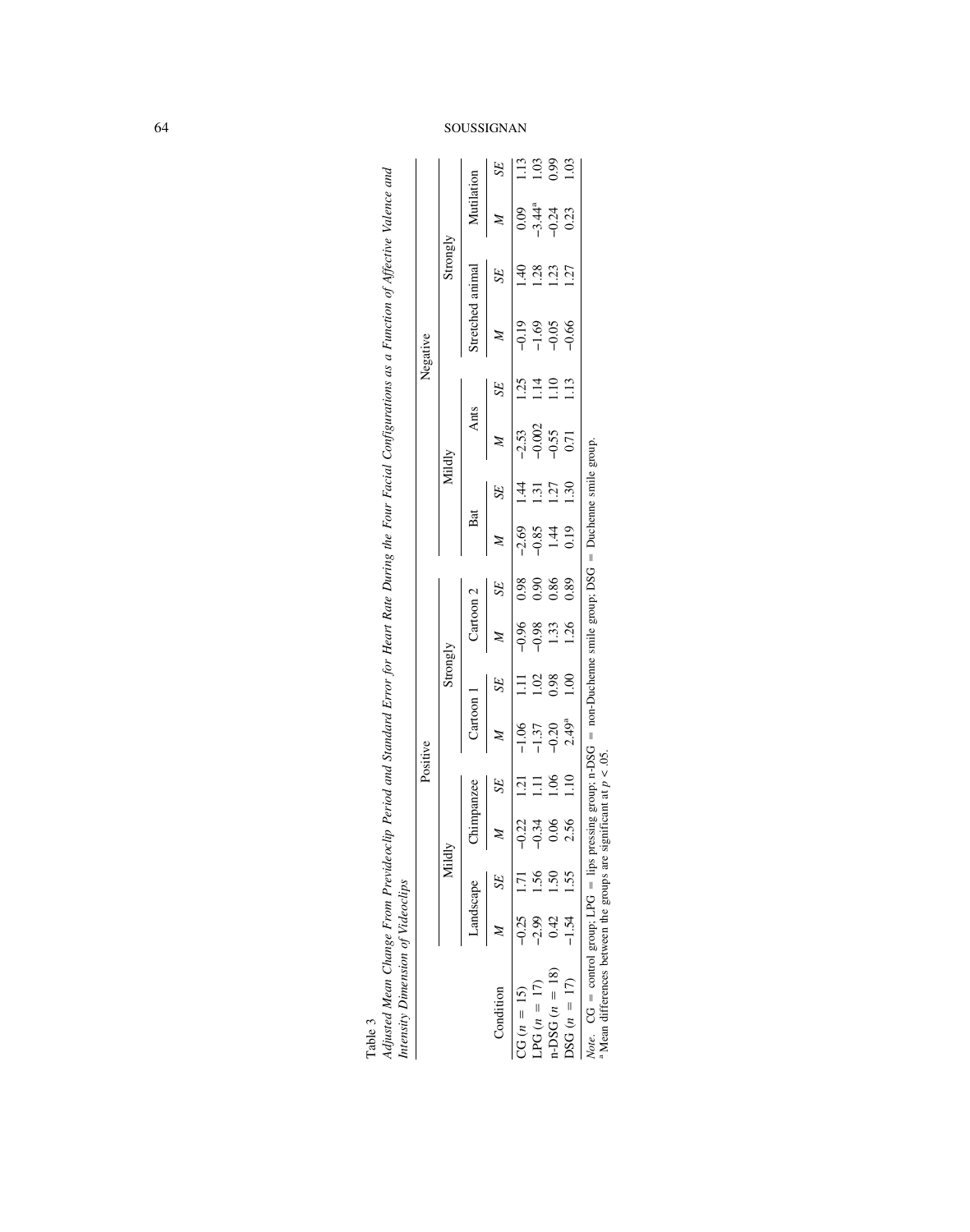Table 3

*Adjusted Mean Change From Previdеoclip Period and Standard Error for Heart Rate During the Four Facial Configurations as a Function of Affective Valence and Intensity Dimension of Videoclips*

| | Positive | | | | | | | | Negative | | | | | | | |
|---|---|---|---|---|---|---|---|---|---|---|---|---|---|---|---|---|
| | Mildly | | | | Strongly | | | | Mildly | | | | Strongly | | | |
| | Landscape | | Chimpanzee | | Cartoon 1 | | Cartoon 2 | | Bat | | Ants | | Stretched animal | | Mutilation | |
| Condition | *M* | *SE* | *M* | *SE* | *M* | *SE* | *M* | *SE* | *M* | *SE* | *M* | *SE* | *M* | *SE* | *M* | *SE* |
| CG ($n$ = 15) | −0.25 | 1.71 | −0.22 | 1.21 | −1.06 | 1.11 | −0.96 | 0.98 | −2.69 | 1.44 | −2.53 | 1.25 | −0.19 | 1.40 | 0.09 | 1.13 |
| LPG ($n$ = 17) | −2.99 | 1.56 | −0.34 | 1.11 | −1.37 | 1.02 | −0.98 | 0.90 | −0.85 | 1.31 | −0.002 | 1.14 | −1.69 | 1.28 | −3.44[a] | 1.03 |
| n-DSG ($n$ = 18) | 0.42 | 1.50 | 0.06 | 1.06 | −0.20 | 0.98 | 1.33 | 0.86 | 1.44 | 1.27 | −0.55 | 1.10 | −0.05 | 1.23 | −0.24 | 0.99 |
| DSG ($n$ = 17) | −1.54 | 1.55 | 2.56 | 1.10 | 2.49[a] | 1.00 | 1.26 | 0.89 | 0.19 | 1.30 | 0.71 | 1.13 | −0.66 | 1.27 | 0.23 | 1.03 |

*Note.* CG = control group; LPG = lips pressing group; n-DSG = non-Duchenne smile group; DSG = Duchenne smile group.
[a] Mean differences between the groups are significant at $p < .05$.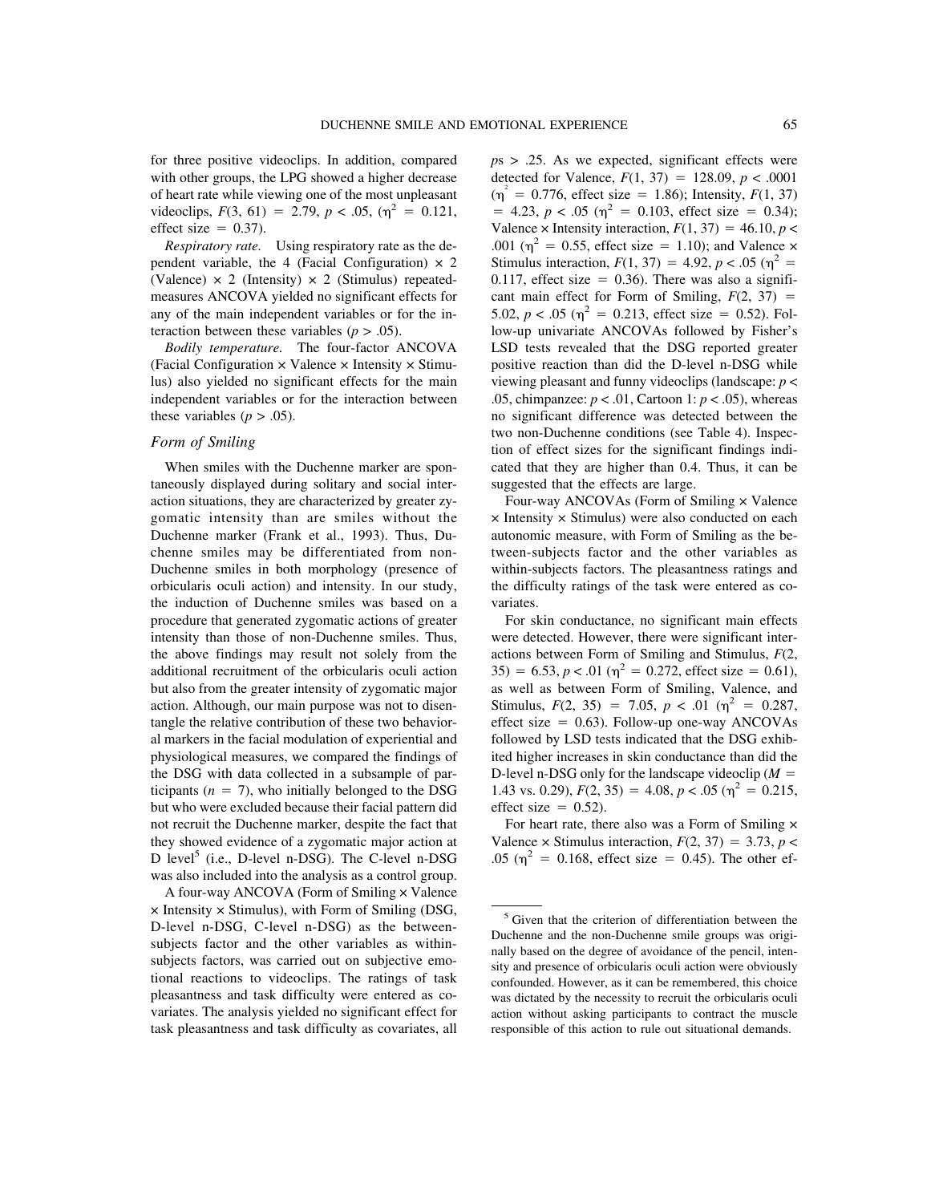for three positive videoclips. In addition, compared with other groups, the LPG showed a higher decrease of heart rate while viewing one of the most unpleasant videoclips, $F(3, 61) = 2.79$, $p < .05$, ($\eta^2 = 0.121$, effect size = 0.37).

*Respiratory rate.* Using respiratory rate as the dependent variable, the 4 (Facial Configuration) × 2 (Valence) × 2 (Intensity) × 2 (Stimulus) repeated-measures ANCOVA yielded no significant effects for any of the main independent variables or for the interaction between these variables ($p > .05$).

*Bodily temperature.* The four-factor ANCOVA (Facial Configuration × Valence × Intensity × Stimulus) also yielded no significant effects for the main independent variables or for the interaction between these variables ($p > .05$).

### Form of Smiling

When smiles with the Duchenne marker are spontaneously displayed during solitary and social interaction situations, they are characterized by greater zygomatic intensity than are smiles without the Duchenne marker (Frank et al., 1993). Thus, Duchenne smiles may be differentiated from non-Duchenne smiles in both morphology (presence of orbicularis oculi action) and intensity. In our study, the induction of Duchenne smiles was based on a procedure that generated zygomatic actions of greater intensity than those of non-Duchenne smiles. Thus, the above findings may result not solely from the additional recruitment of the orbicularis oculi action but also from the greater intensity of zygomatic major action. Although, our main purpose was not to disentangle the relative contribution of these two behavioral markers in the facial modulation of experiential and physiological measures, we compared the findings of the DSG with data collected in a subsample of participants ($n = 7$), who initially belonged to the DSG but who were excluded because their facial pattern did not recruit the Duchenne marker, despite the fact that they showed evidence of a zygomatic major action at D level[5] (i.e., D-level n-DSG). The C-level n-DSG was also included into the analysis as a control group.

A four-way ANCOVA (Form of Smiling × Valence × Intensity × Stimulus), with Form of Smiling (DSG, D-level n-DSG, C-level n-DSG) as the between-subjects factor and the other variables as within-subjects factors, was carried out on subjective emotional reactions to videoclips. The ratings of task pleasantness and task difficulty were entered as covariates. The analysis yielded no significant effect for task pleasantness and task difficulty as covariates, all $p$s > .25. As we expected, significant effects were detected for Valence, $F(1, 37) = 128.09$, $p < .0001$ ($\eta^2 = 0.776$, effect size = 1.86); Intensity, $F(1, 37) = 4.23$, $p < .05$ ($\eta^2 = 0.103$, effect size = 0.34); Valence × Intensity interaction, $F(1, 37) = 46.10$, $p < .001$ ($\eta^2 = 0.55$, effect size = 1.10); and Valence × Stimulus interaction, $F(1, 37) = 4.92$, $p < .05$ ($\eta^2 = 0.117$, effect size = 0.36). There was also a significant main effect for Form of Smiling, $F(2, 37) = 5.02$, $p < .05$ ($\eta^2 = 0.213$, effect size = 0.52). Follow-up univariate ANCOVAs followed by Fisher's LSD tests revealed that the DSG reported greater positive reaction than did the D-level n-DSG while viewing pleasant and funny videoclips (landscape: $p < .05$, chimpanzee: $p < .01$, Cartoon 1: $p < .05$), whereas no significant difference was detected between the two non-Duchenne conditions (see Table 4). Inspection of effect sizes for the significant findings indicated that they are higher than 0.4. Thus, it can be suggested that the effects are large.

Four-way ANCOVAs (Form of Smiling × Valence × Intensity × Stimulus) were also conducted on each autonomic measure, with Form of Smiling as the between-subjects factor and the other variables as within-subjects factors. The pleasantness ratings and the difficulty ratings of the task were entered as covariates.

For skin conductance, no significant main effects were detected. However, there were significant interactions between Form of Smiling and Stimulus, $F(2, 35) = 6.53$, $p < .01$ ($\eta^2 = 0.272$, effect size = 0.61), as well as between Form of Smiling, Valence, and Stimulus, $F(2, 35) = 7.05$, $p < .01$ ($\eta^2 = 0.287$, effect size = 0.63). Follow-up one-way ANCOVAs followed by LSD tests indicated that the DSG exhibited higher increases in skin conductance than did the D-level n-DSG only for the landscape videoclip ($M$ = 1.43 vs. 0.29), $F(2, 35) = 4.08$, $p < .05$ ($\eta^2 = 0.215$, effect size = 0.52).

For heart rate, there also was a Form of Smiling × Valence × Stimulus interaction, $F(2, 37) = 3.73$, $p < .05$ ($\eta^2 = 0.168$, effect size = 0.45). The other ef-

---

[5] Given that the criterion of differentiation between the Duchenne and the non-Duchenne smile groups was originally based on the degree of avoidance of the pencil, intensity and presence of orbicularis oculi action were obviously confounded. However, as it can be remembered, this choice was dictated by the necessity to recruit the orbicularis oculi action without asking participants to contract the muscle responsible of this action to rule out situational demands.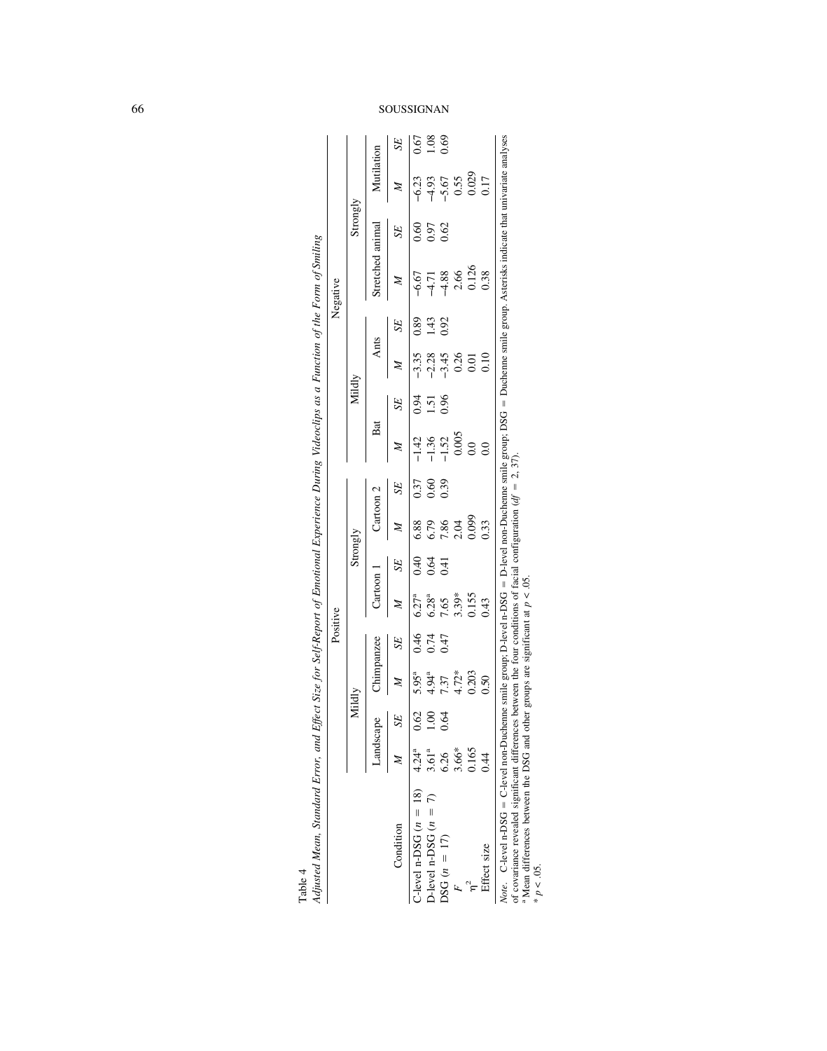Table 4
*Adjusted Mean, Standard Error, and Effect Size for Self-Report of Emotional Experience During Videoclips as a Function of the Form of Smiling*

| | Positive | | | | | | | | Negative | | | | | | | |
|---|---|---|---|---|---|---|---|---|---|---|---|---|---|---|---|---|
| | Mildly | | | | Strongly | | | | Mildly | | | | Strongly | | | |
| | Landscape | | Chimpanzee | | Cartoon 1 | | Cartoon 2 | | Bat | | Ants | | Stretched animal | | Mutilation | |
| Condition | *M* | *SE* | *M* | *SE* | *M* | *SE* | *M* | *SE* | *M* | *SE* | *M* | *SE* | *M* | *SE* | *M* | *SE* |
| C-level n-DSG ($n = 18$) | 4.24[a] | 0.62 | 5.95[a] | 0.46 | 6.27[a] | 0.40 | 6.88 | 0.37 | −1.42 | 0.94 | −3.35 | 0.89 | −6.67 | 0.60 | −6.23 | 0.67 |
| D-level n-DSG ($n = 7$) | 3.61[a] | 1.00 | 4.94[a] | 0.74 | 6.28[a] | 0.64 | 6.79 | 0.60 | −1.36 | 1.51 | −2.28 | 1.43 | −4.71 | 0.97 | −4.93 | 1.08 |
| DSG ($n = 17$) | 6.26 | 0.64 | 7.37 | 0.47 | 7.65 | 0.41 | 7.86 | 0.39 | −1.52 | 0.96 | −3.45 | 0.92 | −4.88 | 0.62 | −5.67 | 0.69 |
| $F$ | 3.66* | | 4.72* | | 3.39* | | 2.04 | | 0.005 | | 0.26 | | 2.66 | | 0.55 | |
| $\eta^2$ | 0.165 | | 0.203 | | 0.155 | | 0.099 | | 0.0 | | 0.01 | | 0.126 | | 0.029 | |
| Effect size | 0.44 | | 0.50 | | 0.43 | | 0.33 | | 0.0 | | 0.10 | | 0.38 | | 0.17 | |

*Note.* C-level n-DSG = C-level non-Duchenne smile group; D-level n-DSG = D-level non-Duchenne smile group; DSG = Duchenne smile group. Asterisks indicate that univariate analyses of covariance revealed significant differences between the four conditions of facial configuration ($df = 2, 37$).
[a] Mean differences between the DSG and other groups are significant at $p < .05$.
* $p < .05$.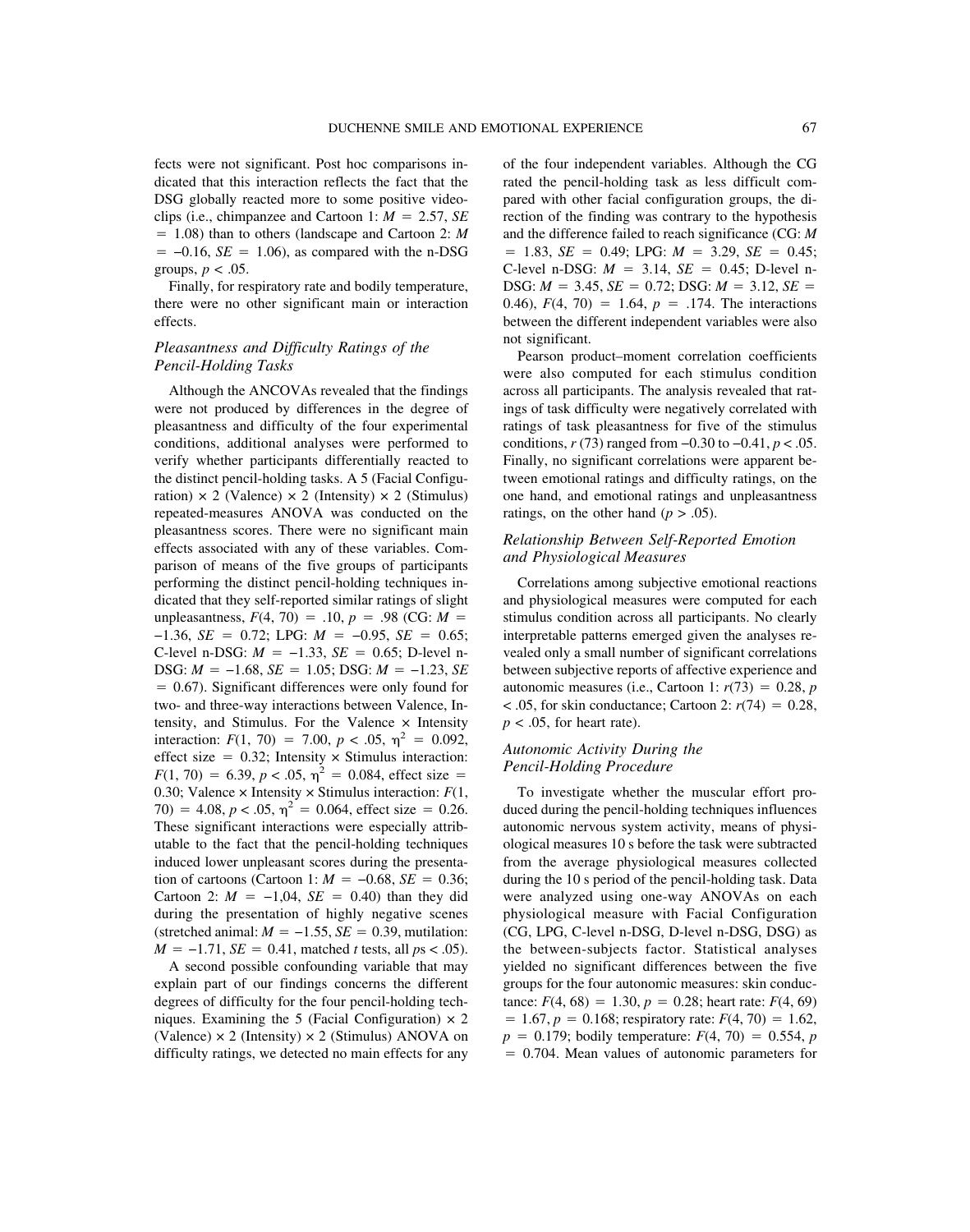fects were not significant. Post hoc comparisons indicated that this interaction reflects the fact that the DSG globally reacted more to some positive videoclips (i.e., chimpanzee and Cartoon 1: $M = 2.57$, $SE = 1.08$) than to others (landscape and Cartoon 2: $M = -0.16$, $SE = 1.06$), as compared with the n-DSG groups, $p < .05$.

Finally, for respiratory rate and bodily temperature, there were no other significant main or interaction effects.

### *Pleasantness and Difficulty Ratings of the Pencil-Holding Tasks*

Although the ANCOVAs revealed that the findings were not produced by differences in the degree of pleasantness and difficulty of the four experimental conditions, additional analyses were performed to verify whether participants differentially reacted to the distinct pencil-holding tasks. A 5 (Facial Configuration) × 2 (Valence) × 2 (Intensity) × 2 (Stimulus) repeated-measures ANOVA was conducted on the pleasantness scores. There were no significant main effects associated with any of these variables. Comparison of means of the five groups of participants performing the distinct pencil-holding techniques indicated that they self-reported similar ratings of slight unpleasantness, $F(4, 70) = .10$, $p = .98$ (CG: $M = -1.36$, $SE = 0.72$; LPG: $M = -0.95$, $SE = 0.65$; C-level n-DSG: $M = -1.33$, $SE = 0.65$; D-level n-DSG: $M = -1.68$, $SE = 1.05$; DSG: $M = -1.23$, $SE = 0.67$). Significant differences were only found for two- and three-way interactions between Valence, Intensity, and Stimulus. For the Valence × Intensity interaction: $F(1, 70) = 7.00$, $p < .05$, $\eta^2 = 0.092$, effect size = 0.32; Intensity × Stimulus interaction: $F(1, 70) = 6.39$, $p < .05$, $\eta^2 = 0.084$, effect size = 0.30; Valence × Intensity × Stimulus interaction: $F(1, 70) = 4.08$, $p < .05$, $\eta^2 = 0.064$, effect size = 0.26. These significant interactions were especially attributable to the fact that the pencil-holding techniques induced lower unpleasant scores during the presentation of cartoons (Cartoon 1: $M = -0.68$, $SE = 0.36$; Cartoon 2: $M = -1{,}04$, $SE = 0.40$) than they did during the presentation of highly negative scenes (stretched animal: $M = -1.55$, $SE = 0.39$, mutilation: $M = -1.71$, $SE = 0.41$, matched $t$ tests, all $p$s $< .05$).

A second possible confounding variable that may explain part of our findings concerns the different degrees of difficulty for the four pencil-holding techniques. Examining the 5 (Facial Configuration) × 2 (Valence) × 2 (Intensity) × 2 (Stimulus) ANOVA on difficulty ratings, we detected no main effects for any of the four independent variables. Although the CG rated the pencil-holding task as less difficult compared with other facial configuration groups, the direction of the finding was contrary to the hypothesis and the difference failed to reach significance (CG: $M = 1.83$, $SE = 0.49$; LPG: $M = 3.29$, $SE = 0.45$; C-level n-DSG: $M = 3.14$, $SE = 0.45$; D-level n-DSG: $M = 3.45$, $SE = 0.72$; DSG: $M = 3.12$, $SE = 0.46$), $F(4, 70) = 1.64$, $p = .174$. The interactions between the different independent variables were also not significant.

Pearson product–moment correlation coefficients were also computed for each stimulus condition across all participants. The analysis revealed that ratings of task difficulty were negatively correlated with ratings of task pleasantness for five of the stimulus conditions, $r(73)$ ranged from $-0.30$ to $-0.41$, $p < .05$. Finally, no significant correlations were apparent between emotional ratings and difficulty ratings, on the one hand, and emotional ratings and unpleasantness ratings, on the other hand ($p > .05$).

### *Relationship Between Self-Reported Emotion and Physiological Measures*

Correlations among subjective emotional reactions and physiological measures were computed for each stimulus condition across all participants. No clearly interpretable patterns emerged given the analyses revealed only a small number of significant correlations between subjective reports of affective experience and autonomic measures (i.e., Cartoon 1: $r(73) = 0.28$, $p < .05$, for skin conductance; Cartoon 2: $r(74) = 0.28$, $p < .05$, for heart rate).

### *Autonomic Activity During the Pencil-Holding Procedure*

To investigate whether the muscular effort produced during the pencil-holding techniques influences autonomic nervous system activity, means of physiological measures 10 s before the task were subtracted from the average physiological measures collected during the 10 s period of the pencil-holding task. Data were analyzed using one-way ANOVAs on each physiological measure with Facial Configuration (CG, LPG, C-level n-DSG, D-level n-DSG, DSG) as the between-subjects factor. Statistical analyses yielded no significant differences between the five groups for the four autonomic measures: skin conductance: $F(4, 68) = 1.30$, $p = 0.28$; heart rate: $F(4, 69) = 1.67$, $p = 0.168$; respiratory rate: $F(4, 70) = 1.62$, $p = 0.179$; bodily temperature: $F(4, 70) = 0.554$, $p = 0.704$. Mean values of autonomic parameters for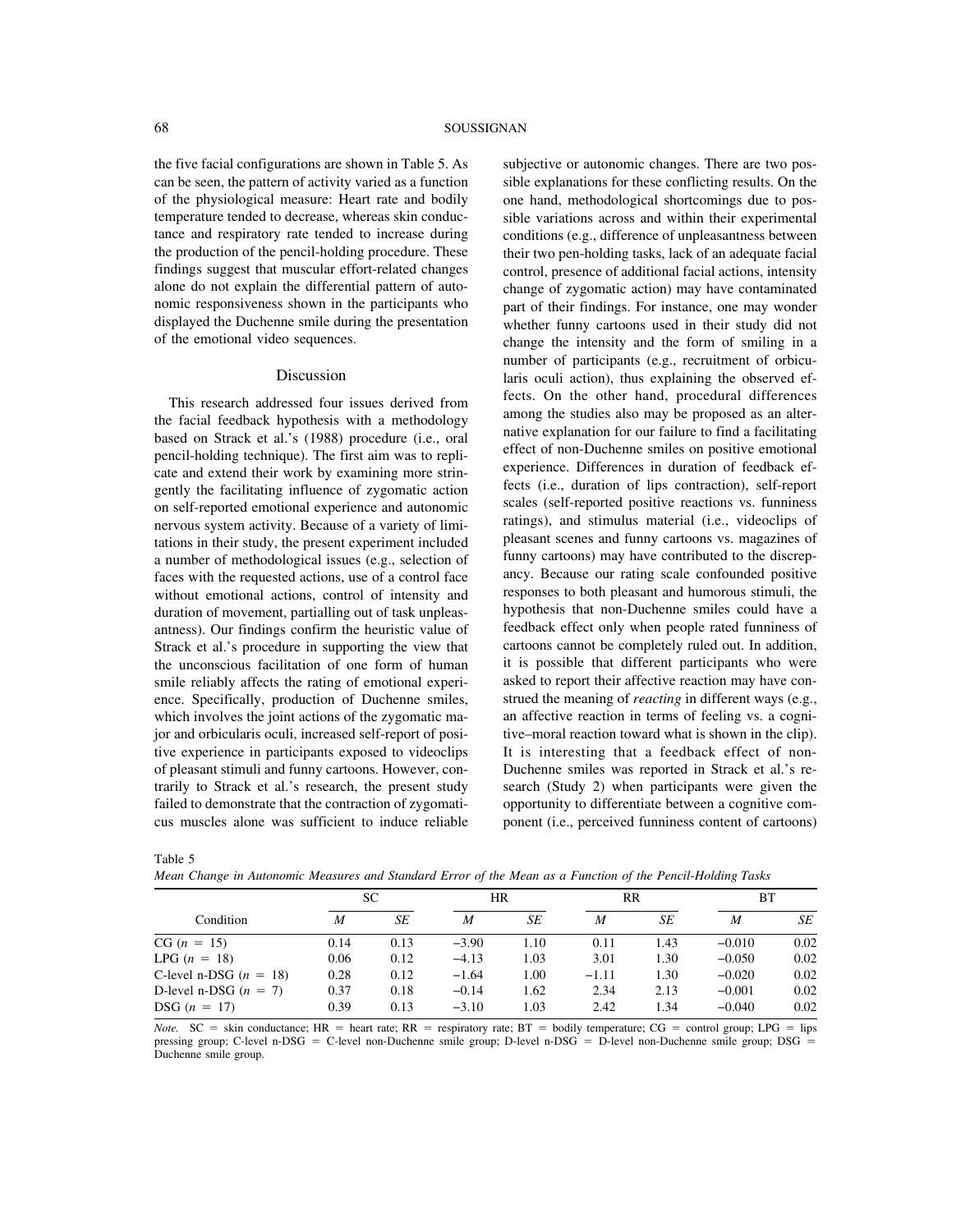the five facial configurations are shown in Table 5. As can be seen, the pattern of activity varied as a function of the physiological measure: Heart rate and bodily temperature tended to decrease, whereas skin conductance and respiratory rate tended to increase during the production of the pencil-holding procedure. These findings suggest that muscular effort-related changes alone do not explain the differential pattern of autonomic responsiveness shown in the participants who displayed the Duchenne smile during the presentation of the emotional video sequences.

## Discussion

This research addressed four issues derived from the facial feedback hypothesis with a methodology based on Strack et al.'s (1988) procedure (i.e., oral pencil-holding technique). The first aim was to replicate and extend their work by examining more stringently the facilitating influence of zygomatic action on self-reported emotional experience and autonomic nervous system activity. Because of a variety of limitations in their study, the present experiment included a number of methodological issues (e.g., selection of faces with the requested actions, use of a control face without emotional actions, control of intensity and duration of movement, partialling out of task unpleasantness). Our findings confirm the heuristic value of Strack et al.'s procedure in supporting the view that the unconscious facilitation of one form of human smile reliably affects the rating of emotional experience. Specifically, production of Duchenne smiles, which involves the joint actions of the zygomatic major and orbicularis oculi, increased self-report of positive experience in participants exposed to videoclips of pleasant stimuli and funny cartoons. However, contrarily to Strack et al.'s research, the present study failed to demonstrate that the contraction of zygomaticus muscles alone was sufficient to induce reliable subjective or autonomic changes. There are two possible explanations for these conflicting results. On the one hand, methodological shortcomings due to possible variations across and within their experimental conditions (e.g., difference of unpleasantness between their two pen-holding tasks, lack of an adequate facial control, presence of additional facial actions, intensity change of zygomatic action) may have contaminated part of their findings. For instance, one may wonder whether funny cartoons used in their study did not change the intensity and the form of smiling in a number of participants (e.g., recruitment of orbicularis oculi action), thus explaining the observed effects. On the other hand, procedural differences among the studies also may be proposed as an alternative explanation for our failure to find a facilitating effect of non-Duchenne smiles on positive emotional experience. Differences in duration of feedback effects (i.e., duration of lips contraction), self-report scales (self-reported positive reactions vs. funniness ratings), and stimulus material (i.e., videoclips of pleasant scenes and funny cartoons vs. magazines of funny cartoons) may have contributed to the discrepancy. Because our rating scale confounded positive responses to both pleasant and humorous stimuli, the hypothesis that non-Duchenne smiles could have a feedback effect only when people rated funniness of cartoons cannot be completely ruled out. In addition, it is possible that different participants who were asked to report their affective reaction may have construed the meaning of *reacting* in different ways (e.g., an affective reaction in terms of feeling vs. a cognitive–moral reaction toward what is shown in the clip). It is interesting that a feedback effect of non-Duchenne smiles was reported in Strack et al.'s research (Study 2) when participants were given the opportunity to differentiate between a cognitive component (i.e., perceived funniness content of cartoons)

Table 5
*Mean Change in Autonomic Measures and Standard Error of the Mean as a Function of the Pencil-Holding Tasks*

| Condition | SC | | HR | | RR | | BT | |
|---|---|---|---|---|---|---|---|---|
| | *M* | *SE* | *M* | *SE* | *M* | *SE* | *M* | *SE* |
| CG ($n = 15$) | 0.14 | 0.13 | −3.90 | 1.10 | 0.11 | 1.43 | −0.010 | 0.02 |
| LPG ($n = 18$) | 0.06 | 0.12 | −4.13 | 1.03 | 3.01 | 1.30 | −0.050 | 0.02 |
| C-level n-DSG ($n = 18$) | 0.28 | 0.12 | −1.64 | 1.00 | −1.11 | 1.30 | −0.020 | 0.02 |
| D-level n-DSG ($n = 7$) | 0.37 | 0.18 | −0.14 | 1.62 | 2.34 | 2.13 | −0.001 | 0.02 |
| DSG ($n = 17$) | 0.39 | 0.13 | −3.10 | 1.03 | 2.42 | 1.34 | −0.040 | 0.02 |

*Note.* SC = skin conductance; HR = heart rate; RR = respiratory rate; BT = bodily temperature; CG = control group; LPG = lips pressing group; C-level n-DSG = C-level non-Duchenne smile group; D-level n-DSG = D-level non-Duchenne smile group; DSG = Duchenne smile group.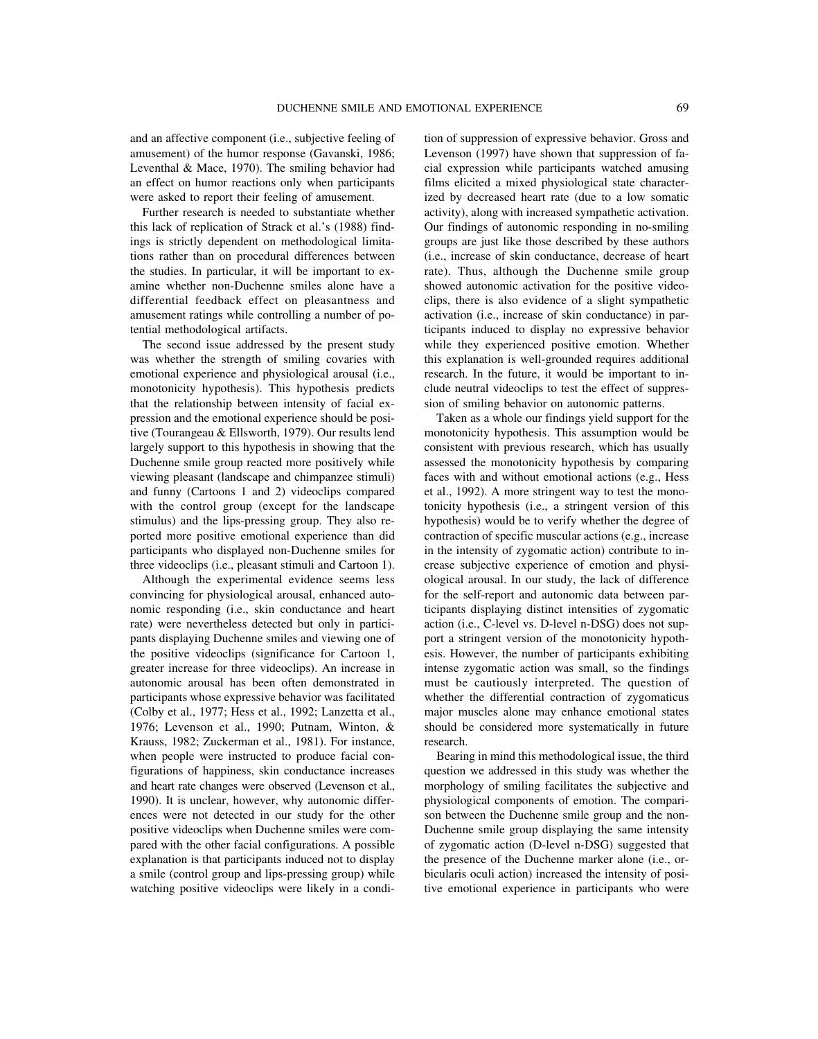and an affective component (i.e., subjective feeling of amusement) of the humor response (Gavanski, 1986; Leventhal & Mace, 1970). The smiling behavior had an effect on humor reactions only when participants were asked to report their feeling of amusement.

Further research is needed to substantiate whether this lack of replication of Strack et al.'s (1988) findings is strictly dependent on methodological limitations rather than on procedural differences between the studies. In particular, it will be important to examine whether non-Duchenne smiles alone have a differential feedback effect on pleasantness and amusement ratings while controlling a number of potential methodological artifacts.

The second issue addressed by the present study was whether the strength of smiling covaries with emotional experience and physiological arousal (i.e., monotonicity hypothesis). This hypothesis predicts that the relationship between intensity of facial expression and the emotional experience should be positive (Tourangeau & Ellsworth, 1979). Our results lend largely support to this hypothesis in showing that the Duchenne smile group reacted more positively while viewing pleasant (landscape and chimpanzee stimuli) and funny (Cartoons 1 and 2) videoclips compared with the control group (except for the landscape stimulus) and the lips-pressing group. They also reported more positive emotional experience than did participants who displayed non-Duchenne smiles for three videoclips (i.e., pleasant stimuli and Cartoon 1).

Although the experimental evidence seems less convincing for physiological arousal, enhanced autonomic responding (i.e., skin conductance and heart rate) were nevertheless detected but only in participants displaying Duchenne smiles and viewing one of the positive videoclips (significance for Cartoon 1, greater increase for three videoclips). An increase in autonomic arousal has been often demonstrated in participants whose expressive behavior was facilitated (Colby et al., 1977; Hess et al., 1992; Lanzetta et al., 1976; Levenson et al., 1990; Putnam, Winton, & Krauss, 1982; Zuckerman et al., 1981). For instance, when people were instructed to produce facial configurations of happiness, skin conductance increases and heart rate changes were observed (Levenson et al., 1990). It is unclear, however, why autonomic differences were not detected in our study for the other positive videoclips when Duchenne smiles were compared with the other facial configurations. A possible explanation is that participants induced not to display a smile (control group and lips-pressing group) while watching positive videoclips were likely in a condition of suppression of expressive behavior. Gross and Levenson (1997) have shown that suppression of facial expression while participants watched amusing films elicited a mixed physiological state characterized by decreased heart rate (due to a low somatic activity), along with increased sympathetic activation. Our findings of autonomic responding in no-smiling groups are just like those described by these authors (i.e., increase of skin conductance, decrease of heart rate). Thus, although the Duchenne smile group showed autonomic activation for the positive videoclips, there is also evidence of a slight sympathetic activation (i.e., increase of skin conductance) in participants induced to display no expressive behavior while they experienced positive emotion. Whether this explanation is well-grounded requires additional research. In the future, it would be important to include neutral videoclips to test the effect of suppression of smiling behavior on autonomic patterns.

Taken as a whole our findings yield support for the monotonicity hypothesis. This assumption would be consistent with previous research, which has usually assessed the monotonicity hypothesis by comparing faces with and without emotional actions (e.g., Hess et al., 1992). A more stringent way to test the monotonicity hypothesis (i.e., a stringent version of this hypothesis) would be to verify whether the degree of contraction of specific muscular actions (e.g., increase in the intensity of zygomatic action) contribute to increase subjective experience of emotion and physiological arousal. In our study, the lack of difference for the self-report and autonomic data between participants displaying distinct intensities of zygomatic action (i.e., C-level vs. D-level n-DSG) does not support a stringent version of the monotonicity hypothesis. However, the number of participants exhibiting intense zygomatic action was small, so the findings must be cautiously interpreted. The question of whether the differential contraction of zygomaticus major muscles alone may enhance emotional states should be considered more systematically in future research.

Bearing in mind this methodological issue, the third question we addressed in this study was whether the morphology of smiling facilitates the subjective and physiological components of emotion. The comparison between the Duchenne smile group and the non-Duchenne smile group displaying the same intensity of zygomatic action (D-level n-DSG) suggested that the presence of the Duchenne marker alone (i.e., orbicularis oculi action) increased the intensity of positive emotional experience in participants who were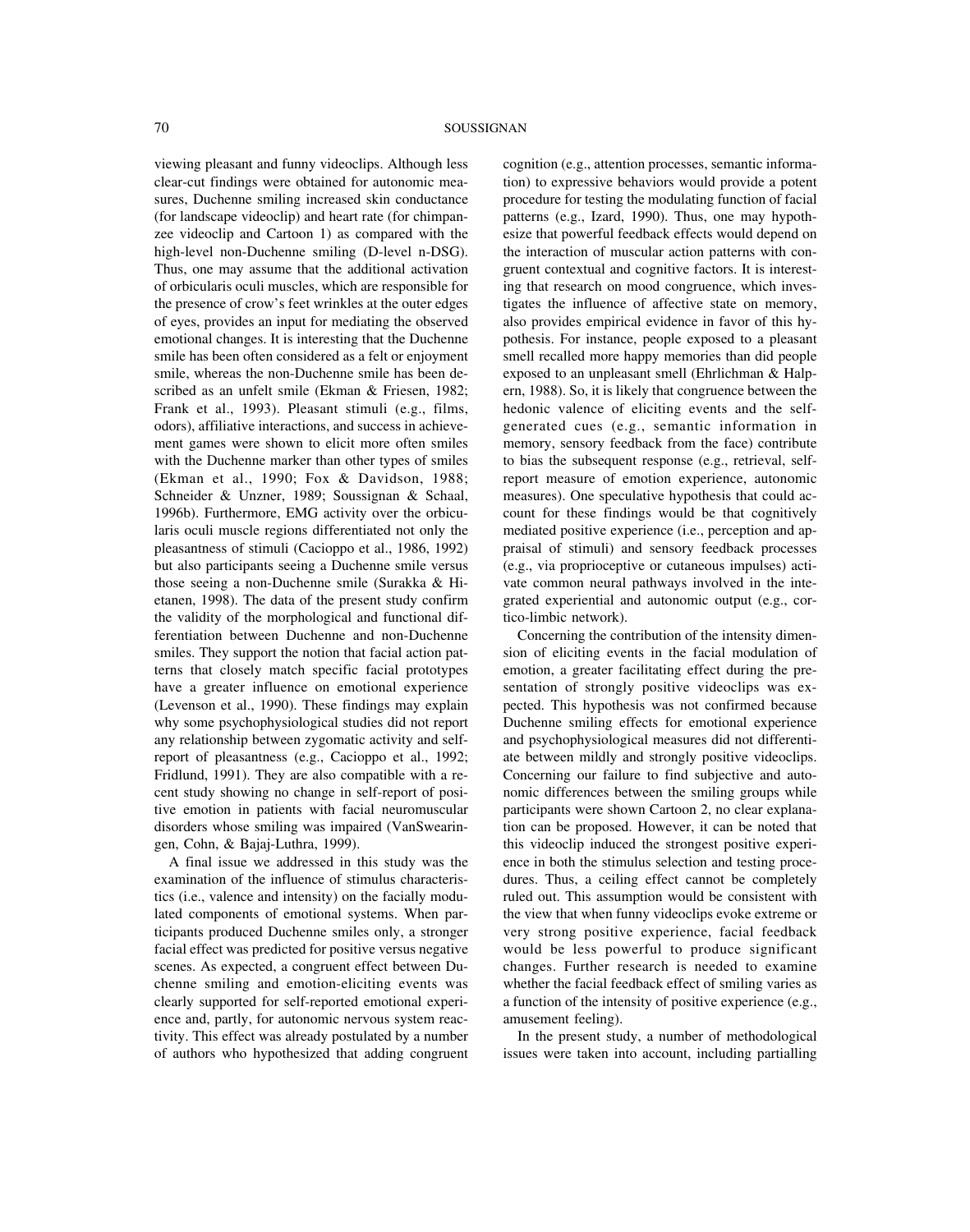viewing pleasant and funny videoclips. Although less clear-cut findings were obtained for autonomic measures, Duchenne smiling increased skin conductance (for landscape videoclip) and heart rate (for chimpanzee videoclip and Cartoon 1) as compared with the high-level non-Duchenne smiling (D-level n-DSG). Thus, one may assume that the additional activation of orbicularis oculi muscles, which are responsible for the presence of crow's feet wrinkles at the outer edges of eyes, provides an input for mediating the observed emotional changes. It is interesting that the Duchenne smile has been often considered as a felt or enjoyment smile, whereas the non-Duchenne smile has been described as an unfelt smile (Ekman & Friesen, 1982; Frank et al., 1993). Pleasant stimuli (e.g., films, odors), affiliative interactions, and success in achievement games were shown to elicit more often smiles with the Duchenne marker than other types of smiles (Ekman et al., 1990; Fox & Davidson, 1988; Schneider & Unzner, 1989; Soussignan & Schaal, 1996b). Furthermore, EMG activity over the orbicularis oculi muscle regions differentiated not only the pleasantness of stimuli (Cacioppo et al., 1986, 1992) but also participants seeing a Duchenne smile versus those seeing a non-Duchenne smile (Surakka & Hietanen, 1998). The data of the present study confirm the validity of the morphological and functional differentiation between Duchenne and non-Duchenne smiles. They support the notion that facial action patterns that closely match specific facial prototypes have a greater influence on emotional experience (Levenson et al., 1990). These findings may explain why some psychophysiological studies did not report any relationship between zygomatic activity and self-report of pleasantness (e.g., Cacioppo et al., 1992; Fridlund, 1991). They are also compatible with a recent study showing no change in self-report of positive emotion in patients with facial neuromuscular disorders whose smiling was impaired (VanSwearingen, Cohn, & Bajaj-Luthra, 1999).

A final issue we addressed in this study was the examination of the influence of stimulus characteristics (i.e., valence and intensity) on the facially modulated components of emotional systems. When participants produced Duchenne smiles only, a stronger facial effect was predicted for positive versus negative scenes. As expected, a congruent effect between Duchenne smiling and emotion-eliciting events was clearly supported for self-reported emotional experience and, partly, for autonomic nervous system reactivity. This effect was already postulated by a number of authors who hypothesized that adding congruent cognition (e.g., attention processes, semantic information) to expressive behaviors would provide a potent procedure for testing the modulating function of facial patterns (e.g., Izard, 1990). Thus, one may hypothesize that powerful feedback effects would depend on the interaction of muscular action patterns with congruent contextual and cognitive factors. It is interesting that research on mood congruence, which investigates the influence of affective state on memory, also provides empirical evidence in favor of this hypothesis. For instance, people exposed to a pleasant smell recalled more happy memories than did people exposed to an unpleasant smell (Ehrlichman & Halpern, 1988). So, it is likely that congruence between the hedonic valence of eliciting events and the self-generated cues (e.g., semantic information in memory, sensory feedback from the face) contribute to bias the subsequent response (e.g., retrieval, self-report measure of emotion experience, autonomic measures). One speculative hypothesis that could account for these findings would be that cognitively mediated positive experience (i.e., perception and appraisal of stimuli) and sensory feedback processes (e.g., via proprioceptive or cutaneous impulses) activate common neural pathways involved in the integrated experiential and autonomic output (e.g., cortico-limbic network).

Concerning the contribution of the intensity dimension of eliciting events in the facial modulation of emotion, a greater facilitating effect during the presentation of strongly positive videoclips was expected. This hypothesis was not confirmed because Duchenne smiling effects for emotional experience and psychophysiological measures did not differentiate between mildly and strongly positive videoclips. Concerning our failure to find subjective and autonomic differences between the smiling groups while participants were shown Cartoon 2, no clear explanation can be proposed. However, it can be noted that this videoclip induced the strongest positive experience in both the stimulus selection and testing procedures. Thus, a ceiling effect cannot be completely ruled out. This assumption would be consistent with the view that when funny videoclips evoke extreme or very strong positive experience, facial feedback would be less powerful to produce significant changes. Further research is needed to examine whether the facial feedback effect of smiling varies as a function of the intensity of positive experience (e.g., amusement feeling).

In the present study, a number of methodological issues were taken into account, including partialling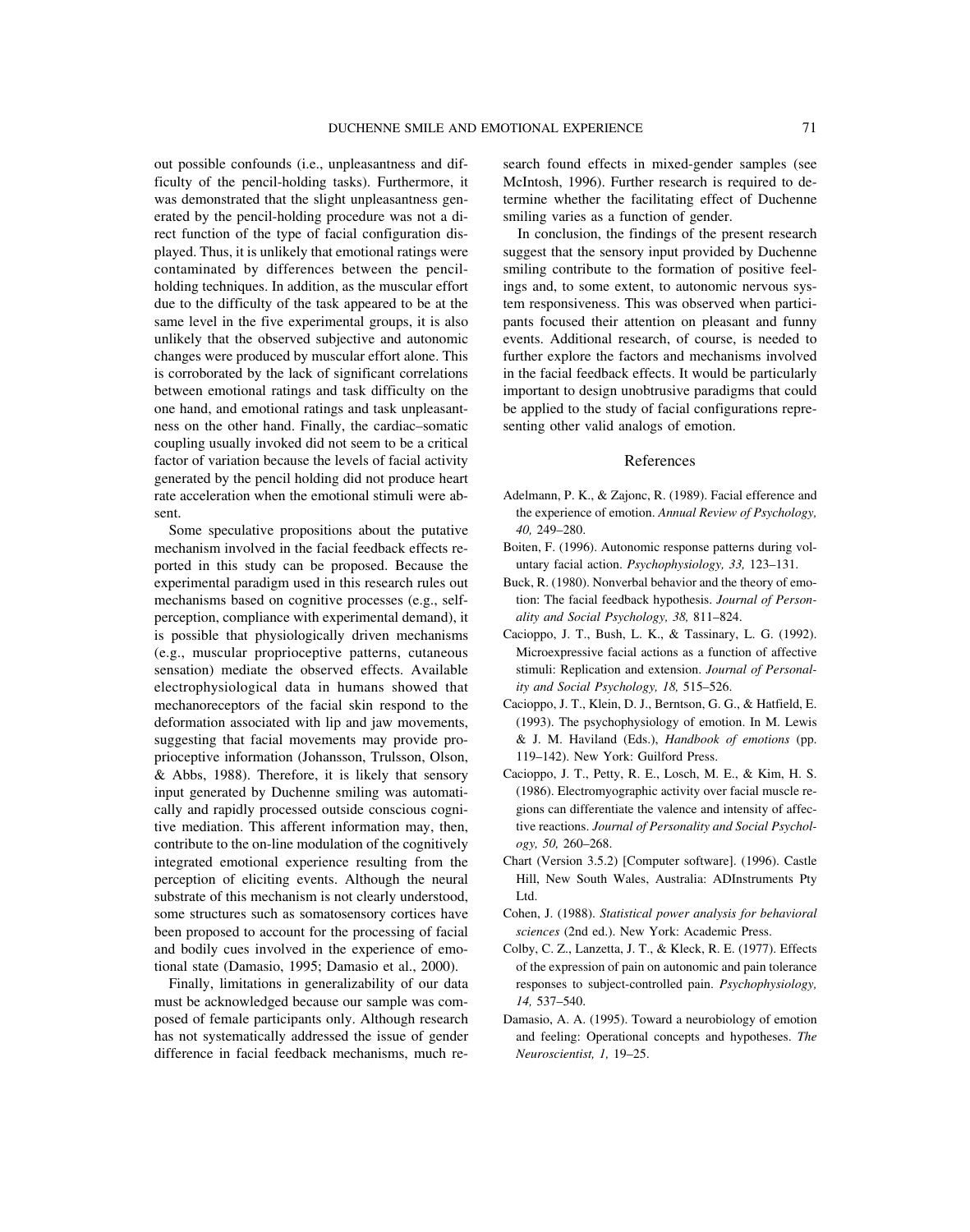out possible confounds (i.e., unpleasantness and difficulty of the pencil-holding tasks). Furthermore, it was demonstrated that the slight unpleasantness generated by the pencil-holding procedure was not a direct function of the type of facial configuration displayed. Thus, it is unlikely that emotional ratings were contaminated by differences between the pencil-holding techniques. In addition, as the muscular effort due to the difficulty of the task appeared to be at the same level in the five experimental groups, it is also unlikely that the observed subjective and autonomic changes were produced by muscular effort alone. This is corroborated by the lack of significant correlations between emotional ratings and task difficulty on the one hand, and emotional ratings and task unpleasantness on the other hand. Finally, the cardiac–somatic coupling usually invoked did not seem to be a critical factor of variation because the levels of facial activity generated by the pencil holding did not produce heart rate acceleration when the emotional stimuli were absent.

Some speculative propositions about the putative mechanism involved in the facial feedback effects reported in this study can be proposed. Because the experimental paradigm used in this research rules out mechanisms based on cognitive processes (e.g., self-perception, compliance with experimental demand), it is possible that physiologically driven mechanisms (e.g., muscular proprioceptive patterns, cutaneous sensation) mediate the observed effects. Available electrophysiological data in humans showed that mechanoreceptors of the facial skin respond to the deformation associated with lip and jaw movements, suggesting that facial movements may provide proprioceptive information (Johansson, Trulsson, Olson, & Abbs, 1988). Therefore, it is likely that sensory input generated by Duchenne smiling was automatically and rapidly processed outside conscious cognitive mediation. This afferent information may, then, contribute to the on-line modulation of the cognitively integrated emotional experience resulting from the perception of eliciting events. Although the neural substrate of this mechanism is not clearly understood, some structures such as somatosensory cortices have been proposed to account for the processing of facial and bodily cues involved in the experience of emotional state (Damasio, 1995; Damasio et al., 2000).

Finally, limitations in generalizability of our data must be acknowledged because our sample was composed of female participants only. Although research has not systematically addressed the issue of gender difference in facial feedback mechanisms, much research found effects in mixed-gender samples (see McIntosh, 1996). Further research is required to determine whether the facilitating effect of Duchenne smiling varies as a function of gender.

In conclusion, the findings of the present research suggest that the sensory input provided by Duchenne smiling contribute to the formation of positive feelings and, to some extent, to autonomic nervous system responsiveness. This was observed when participants focused their attention on pleasant and funny events. Additional research, of course, is needed to further explore the factors and mechanisms involved in the facial feedback effects. It would be particularly important to design unobtrusive paradigms that could be applied to the study of facial configurations representing other valid analogs of emotion.

## References

Adelmann, P. K., & Zajonc, R. (1989). Facial efference and the experience of emotion. *Annual Review of Psychology, 40,* 249–280.

Boiten, F. (1996). Autonomic response patterns during voluntary facial action. *Psychophysiology, 33,* 123–131.

Buck, R. (1980). Nonverbal behavior and the theory of emotion: The facial feedback hypothesis. *Journal of Personality and Social Psychology, 38,* 811–824.

Cacioppo, J. T., Bush, L. K., & Tassinary, L. G. (1992). Microexpressive facial actions as a function of affective stimuli: Replication and extension. *Journal of Personality and Social Psychology, 18,* 515–526.

Cacioppo, J. T., Klein, D. J., Berntson, G. G., & Hatfield, E. (1993). The psychophysiology of emotion. In M. Lewis & J. M. Haviland (Eds.), *Handbook of emotions* (pp. 119–142). New York: Guilford Press.

Cacioppo, J. T., Petty, R. E., Losch, M. E., & Kim, H. S. (1986). Electromyographic activity over facial muscle regions can differentiate the valence and intensity of affective reactions. *Journal of Personality and Social Psychology, 50,* 260–268.

Chart (Version 3.5.2) [Computer software]. (1996). Castle Hill, New South Wales, Australia: ADInstruments Pty Ltd.

Cohen, J. (1988). *Statistical power analysis for behavioral sciences* (2nd ed.). New York: Academic Press.

Colby, C. Z., Lanzetta, J. T., & Kleck, R. E. (1977). Effects of the expression of pain on autonomic and pain tolerance responses to subject-controlled pain. *Psychophysiology, 14,* 537–540.

Damasio, A. A. (1995). Toward a neurobiology of emotion and feeling: Operational concepts and hypotheses. *The Neuroscientist, 1,* 19–25.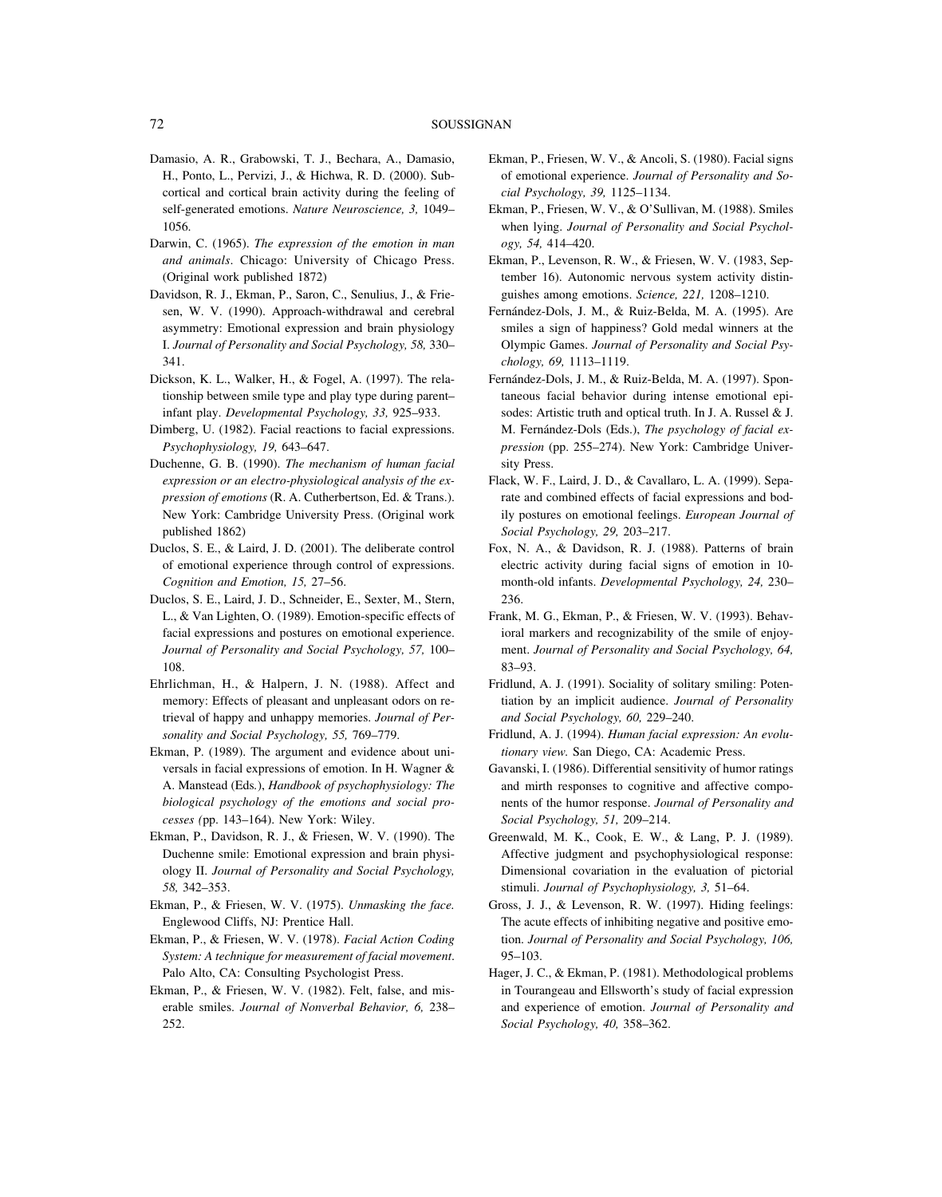Damasio, A. R., Grabowski, T. J., Bechara, A., Damasio, H., Ponto, L., Pervizi, J., & Hichwa, R. D. (2000). Subcortical and cortical brain activity during the feeling of self-generated emotions. *Nature Neuroscience, 3,* 1049–1056.

Darwin, C. (1965). *The expression of the emotion in man and animals*. Chicago: University of Chicago Press. (Original work published 1872)

Davidson, R. J., Ekman, P., Saron, C., Senulius, J., & Friesen, W. V. (1990). Approach-withdrawal and cerebral asymmetry: Emotional expression and brain physiology I. *Journal of Personality and Social Psychology, 58,* 330–341.

Dickson, K. L., Walker, H., & Fogel, A. (1997). The relationship between smile type and play type during parent–infant play. *Developmental Psychology, 33,* 925–933.

Dimberg, U. (1982). Facial reactions to facial expressions. *Psychophysiology, 19,* 643–647.

Duchenne, G. B. (1990). *The mechanism of human facial expression or an electro-physiological analysis of the expression of emotions* (R. A. Cutherbertson, Ed. & Trans.). New York: Cambridge University Press. (Original work published 1862)

Duclos, S. E., & Laird, J. D. (2001). The deliberate control of emotional experience through control of expressions. *Cognition and Emotion, 15,* 27–56.

Duclos, S. E., Laird, J. D., Schneider, E., Sexter, M., Stern, L., & Van Lighten, O. (1989). Emotion-specific effects of facial expressions and postures on emotional experience. *Journal of Personality and Social Psychology, 57,* 100–108.

Ehrlichman, H., & Halpern, J. N. (1988). Affect and memory: Effects of pleasant and unpleasant odors on retrieval of happy and unhappy memories. *Journal of Personality and Social Psychology, 55,* 769–779.

Ekman, P. (1989). The argument and evidence about universals in facial expressions of emotion. In H. Wagner & A. Manstead (Eds.), *Handbook of psychophysiology: The biological psychology of the emotions and social processes (*pp. 143–164). New York: Wiley.

Ekman, P., Davidson, R. J., & Friesen, W. V. (1990). The Duchenne smile: Emotional expression and brain physiology II. *Journal of Personality and Social Psychology, 58,* 342–353.

Ekman, P., & Friesen, W. V. (1975). *Unmasking the face.* Englewood Cliffs, NJ: Prentice Hall.

Ekman, P., & Friesen, W. V. (1978). *Facial Action Coding System: A technique for measurement of facial movement*. Palo Alto, CA: Consulting Psychologist Press.

Ekman, P., & Friesen, W. V. (1982). Felt, false, and miserable smiles. *Journal of Nonverbal Behavior, 6,* 238–252.

Ekman, P., Friesen, W. V., & Ancoli, S. (1980). Facial signs of emotional experience. *Journal of Personality and Social Psychology, 39,* 1125–1134.

Ekman, P., Friesen, W. V., & O'Sullivan, M. (1988). Smiles when lying. *Journal of Personality and Social Psychology, 54,* 414–420.

Ekman, P., Levenson, R. W., & Friesen, W. V. (1983, September 16). Autonomic nervous system activity distinguishes among emotions. *Science, 221,* 1208–1210.

Fernández-Dols, J. M., & Ruiz-Belda, M. A. (1995). Are smiles a sign of happiness? Gold medal winners at the Olympic Games. *Journal of Personality and Social Psychology, 69,* 1113–1119.

Fernández-Dols, J. M., & Ruiz-Belda, M. A. (1997). Spontaneous facial behavior during intense emotional episodes: Artistic truth and optical truth. In J. A. Russel & J. M. Fernández-Dols (Eds.), *The psychology of facial expression* (pp. 255–274). New York: Cambridge University Press.

Flack, W. F., Laird, J. D., & Cavallaro, L. A. (1999). Separate and combined effects of facial expressions and bodily postures on emotional feelings. *European Journal of Social Psychology, 29,* 203–217.

Fox, N. A., & Davidson, R. J. (1988). Patterns of brain electric activity during facial signs of emotion in 10-month-old infants. *Developmental Psychology, 24,* 230–236.

Frank, M. G., Ekman, P., & Friesen, W. V. (1993). Behavioral markers and recognizability of the smile of enjoyment. *Journal of Personality and Social Psychology, 64,* 83–93.

Fridlund, A. J. (1991). Sociality of solitary smiling: Potentiation by an implicit audience. *Journal of Personality and Social Psychology, 60,* 229–240.

Fridlund, A. J. (1994). *Human facial expression: An evolutionary view.* San Diego, CA: Academic Press.

Gavanski, I. (1986). Differential sensitivity of humor ratings and mirth responses to cognitive and affective components of the humor response. *Journal of Personality and Social Psychology, 51,* 209–214.

Greenwald, M. K., Cook, E. W., & Lang, P. J. (1989). Affective judgment and psychophysiological response: Dimensional covariation in the evaluation of pictorial stimuli. *Journal of Psychophysiology, 3,* 51–64.

Gross, J. J., & Levenson, R. W. (1997). Hiding feelings: The acute effects of inhibiting negative and positive emotion. *Journal of Personality and Social Psychology, 106,* 95–103.

Hager, J. C., & Ekman, P. (1981). Methodological problems in Tourangeau and Ellsworth's study of facial expression and experience of emotion. *Journal of Personality and Social Psychology, 40,* 358–362.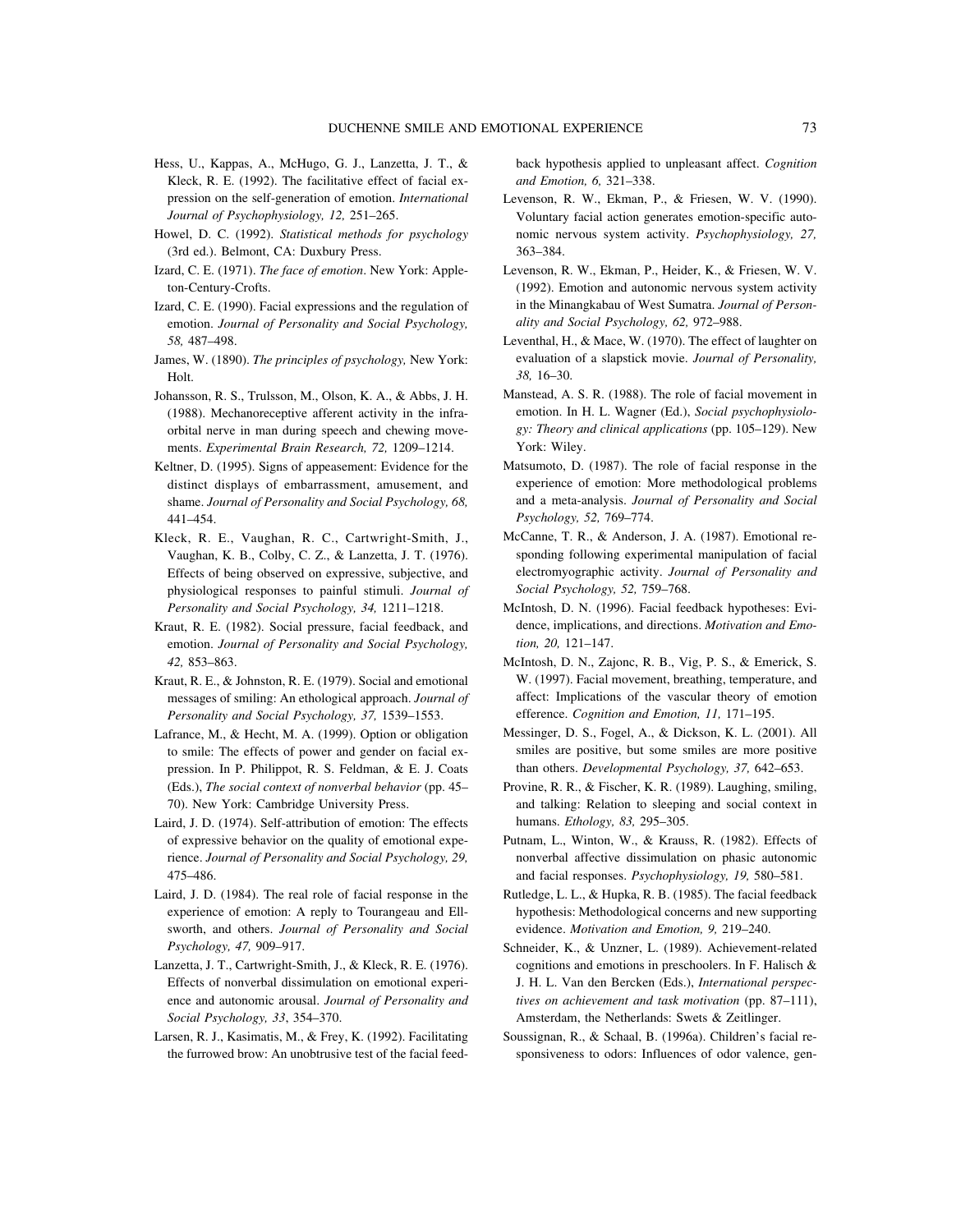Hess, U., Kappas, A., McHugo, G. J., Lanzetta, J. T., & Kleck, R. E. (1992). The facilitative effect of facial expression on the self-generation of emotion. *International Journal of Psychophysiology, 12,* 251–265.

Howel, D. C. (1992). *Statistical methods for psychology* (3rd ed.). Belmont, CA: Duxbury Press.

Izard, C. E. (1971). *The face of emotion*. New York: Appleton-Century-Crofts.

Izard, C. E. (1990). Facial expressions and the regulation of emotion. *Journal of Personality and Social Psychology, 58,* 487–498.

James, W. (1890). *The principles of psychology,* New York: Holt.

Johansson, R. S., Trulsson, M., Olson, K. A., & Abbs, J. H. (1988). Mechanoreceptive afferent activity in the infraorbital nerve in man during speech and chewing movements. *Experimental Brain Research, 72,* 1209–1214.

Keltner, D. (1995). Signs of appeasement: Evidence for the distinct displays of embarrassment, amusement, and shame. *Journal of Personality and Social Psychology, 68,* 441–454.

Kleck, R. E., Vaughan, R. C., Cartwright-Smith, J., Vaughan, K. B., Colby, C. Z., & Lanzetta, J. T. (1976). Effects of being observed on expressive, subjective, and physiological responses to painful stimuli. *Journal of Personality and Social Psychology, 34,* 1211–1218.

Kraut, R. E. (1982). Social pressure, facial feedback, and emotion. *Journal of Personality and Social Psychology, 42,* 853–863.

Kraut, R. E., & Johnston, R. E. (1979). Social and emotional messages of smiling: An ethological approach. *Journal of Personality and Social Psychology, 37,* 1539–1553.

Lafrance, M., & Hecht, M. A. (1999). Option or obligation to smile: The effects of power and gender on facial expression. In P. Philippot, R. S. Feldman, & E. J. Coats (Eds.), *The social context of nonverbal behavior* (pp. 45–70). New York: Cambridge University Press.

Laird, J. D. (1974). Self-attribution of emotion: The effects of expressive behavior on the quality of emotional experience. *Journal of Personality and Social Psychology, 29,* 475–486.

Laird, J. D. (1984). The real role of facial response in the experience of emotion: A reply to Tourangeau and Ellsworth, and others. *Journal of Personality and Social Psychology, 47,* 909–917.

Lanzetta, J. T., Cartwright-Smith, J., & Kleck, R. E. (1976). Effects of nonverbal dissimulation on emotional experience and autonomic arousal. *Journal of Personality and Social Psychology, 33*, 354–370.

Larsen, R. J., Kasimatis, M., & Frey, K. (1992). Facilitating the furrowed brow: An unobtrusive test of the facial feedback hypothesis applied to unpleasant affect. *Cognition and Emotion, 6,* 321–338.

Levenson, R. W., Ekman, P., & Friesen, W. V. (1990). Voluntary facial action generates emotion-specific autonomic nervous system activity. *Psychophysiology, 27,* 363–384.

Levenson, R. W., Ekman, P., Heider, K., & Friesen, W. V. (1992). Emotion and autonomic nervous system activity in the Minangkabau of West Sumatra. *Journal of Personality and Social Psychology, 62,* 972–988.

Leventhal, H., & Mace, W. (1970). The effect of laughter on evaluation of a slapstick movie. *Journal of Personality, 38,* 16–30.

Manstead, A. S. R. (1988). The role of facial movement in emotion. In H. L. Wagner (Ed.), *Social psychophysiology: Theory and clinical applications* (pp. 105–129). New York: Wiley.

Matsumoto, D. (1987). The role of facial response in the experience of emotion: More methodological problems and a meta-analysis. *Journal of Personality and Social Psychology, 52,* 769–774.

McCanne, T. R., & Anderson, J. A. (1987). Emotional responding following experimental manipulation of facial electromyographic activity. *Journal of Personality and Social Psychology, 52,* 759–768.

McIntosh, D. N. (1996). Facial feedback hypotheses: Evidence, implications, and directions. *Motivation and Emotion, 20,* 121–147.

McIntosh, D. N., Zajonc, R. B., Vig, P. S., & Emerick, S. W. (1997). Facial movement, breathing, temperature, and affect: Implications of the vascular theory of emotion efference. *Cognition and Emotion, 11,* 171–195.

Messinger, D. S., Fogel, A., & Dickson, K. L. (2001). All smiles are positive, but some smiles are more positive than others. *Developmental Psychology, 37,* 642–653.

Provine, R. R., & Fischer, K. R. (1989). Laughing, smiling, and talking: Relation to sleeping and social context in humans. *Ethology, 83,* 295–305.

Putnam, L., Winton, W., & Krauss, R. (1982). Effects of nonverbal affective dissimulation on phasic autonomic and facial responses. *Psychophysiology, 19,* 580–581.

Rutledge, L. L., & Hupka, R. B. (1985). The facial feedback hypothesis: Methodological concerns and new supporting evidence. *Motivation and Emotion, 9,* 219–240.

Schneider, K., & Unzner, L. (1989). Achievement-related cognitions and emotions in preschoolers. In F. Halisch & J. H. L. Van den Bercken (Eds.), *International perspectives on achievement and task motivation* (pp. 87–111), Amsterdam, the Netherlands: Swets & Zeitlinger.

Soussignan, R., & Schaal, B. (1996a). Children's facial responsiveness to odors: Influences of odor valence, gen-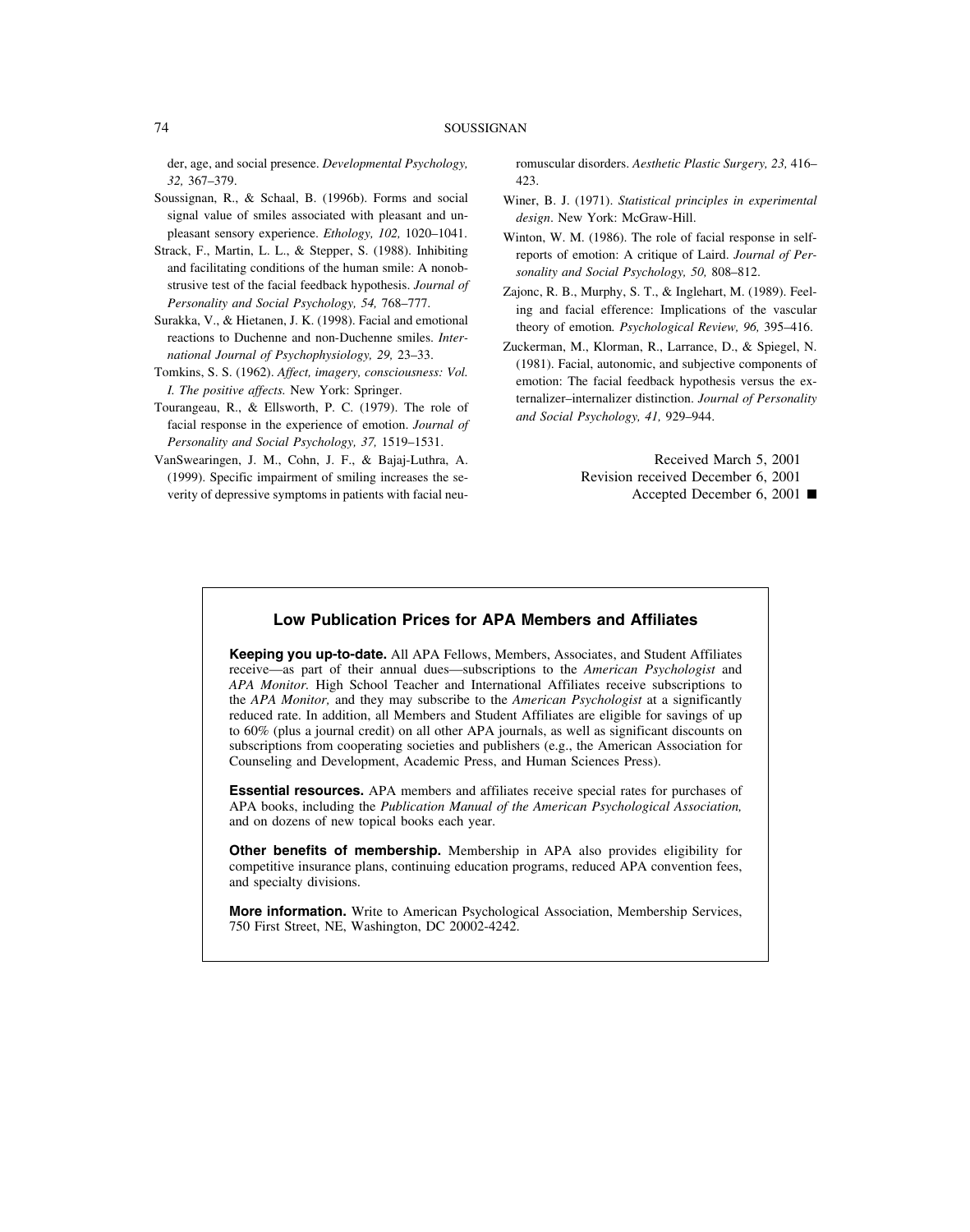der, age, and social presence. *Developmental Psychology, 32,* 367–379.

Soussignan, R., & Schaal, B. (1996b). Forms and social signal value of smiles associated with pleasant and unpleasant sensory experience. *Ethology, 102,* 1020–1041.

Strack, F., Martin, L. L., & Stepper, S. (1988). Inhibiting and facilitating conditions of the human smile: A nonobstrusive test of the facial feedback hypothesis. *Journal of Personality and Social Psychology, 54,* 768–777.

Surakka, V., & Hietanen, J. K. (1998). Facial and emotional reactions to Duchenne and non-Duchenne smiles. *International Journal of Psychophysiology, 29,* 23–33.

Tomkins, S. S. (1962). *Affect, imagery, consciousness: Vol. I. The positive affects.* New York: Springer.

Tourangeau, R., & Ellsworth, P. C. (1979). The role of facial response in the experience of emotion. *Journal of Personality and Social Psychology, 37,* 1519–1531.

VanSwearingen, J. M., Cohn, J. F., & Bajaj-Luthra, A. (1999). Specific impairment of smiling increases the severity of depressive symptoms in patients with facial neuromuscular disorders. *Aesthetic Plastic Surgery, 23,* 416–423.

Winer, B. J. (1971). *Statistical principles in experimental design*. New York: McGraw-Hill.

Winton, W. M. (1986). The role of facial response in self-reports of emotion: A critique of Laird. *Journal of Personality and Social Psychology, 50,* 808–812.

Zajonc, R. B., Murphy, S. T., & Inglehart, M. (1989). Feeling and facial efference: Implications of the vascular theory of emotion. *Psychological Review, 96,* 395–416.

Zuckerman, M., Klorman, R., Larrance, D., & Spiegel, N. (1981). Facial, autonomic, and subjective components of emotion: The facial feedback hypothesis versus the externalizer–internalizer distinction. *Journal of Personality and Social Psychology, 41,* 929–944.

Received March 5, 2001
Revision received December 6, 2001
Accepted December 6, 2001 ■

## Low Publication Prices for APA Members and Affiliates

**Keeping you up-to-date.** All APA Fellows, Members, Associates, and Student Affiliates receive—as part of their annual dues—subscriptions to the *American Psychologist* and *APA Monitor.* High School Teacher and International Affiliates receive subscriptions to the *APA Monitor,* and they may subscribe to the *American Psychologist* at a significantly reduced rate. In addition, all Members and Student Affiliates are eligible for savings of up to 60% (plus a journal credit) on all other APA journals, as well as significant discounts on subscriptions from cooperating societies and publishers (e.g., the American Association for Counseling and Development, Academic Press, and Human Sciences Press).

**Essential resources.** APA members and affiliates receive special rates for purchases of APA books, including the *Publication Manual of the American Psychological Association,* and on dozens of new topical books each year.

**Other benefits of membership.** Membership in APA also provides eligibility for competitive insurance plans, continuing education programs, reduced APA convention fees, and specialty divisions.

**More information.** Write to American Psychological Association, Membership Services, 750 First Street, NE, Washington, DC 20002-4242.